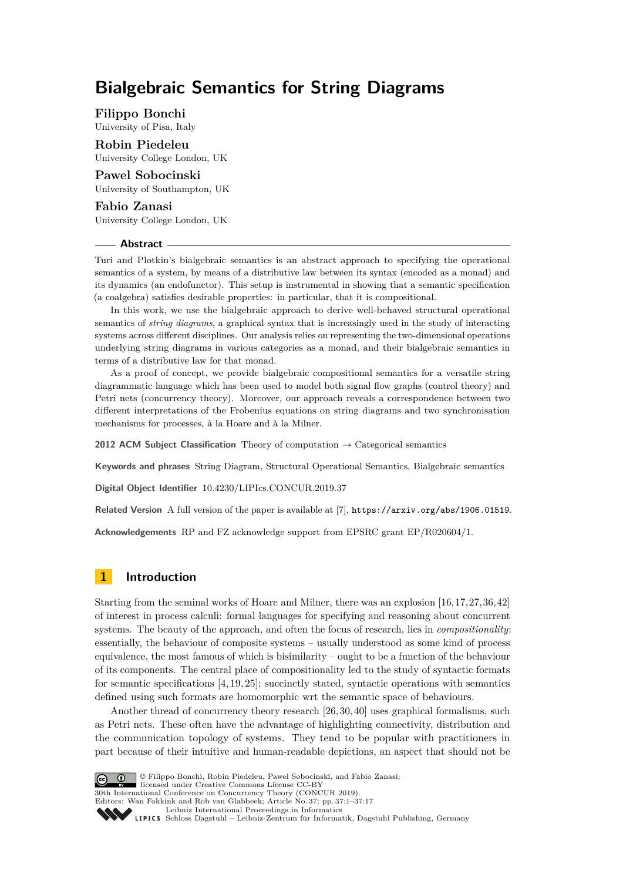# Bialgebraic Semantics for String Diagrams

**Filippo Bonchi**
University of Pisa, Italy

**Robin Piedeleu**
University College London, UK

**Pawel Sobocinski**
University of Southampton, UK

**Fabio Zanasi**
University College London, UK

## Abstract

Turi and Plotkin's bialgebraic semantics is an abstract approach to specifying the operational semantics of a system, by means of a distributive law between its syntax (encoded as a monad) and its dynamics (an endofunctor). This setup is instrumental in showing that a semantic specification (a coalgebra) satisfies desirable properties: in particular, that it is compositional.

In this work, we use the bialgebraic approach to derive well-behaved structural operational semantics of *string diagrams*, a graphical syntax that is increasingly used in the study of interacting systems across different disciplines. Our analysis relies on representing the two-dimensional operations underlying string diagrams in various categories as a monad, and their bialgebraic semantics in terms of a distributive law for that monad.

As a proof of concept, we provide bialgebraic compositional semantics for a versatile string diagrammatic language which has been used to model both signal flow graphs (control theory) and Petri nets (concurrency theory). Moreover, our approach reveals a correspondence between two different interpretations of the Frobenius equations on string diagrams and two synchronisation mechanisms for processes, à la Hoare and à la Milner.

**2012 ACM Subject Classification** Theory of computation → Categorical semantics

**Keywords and phrases** String Diagram, Structural Operational Semantics, Bialgebraic semantics

**Digital Object Identifier** 10.4230/LIPIcs.CONCUR.2019.37

**Related Version** A full version of the paper is available at [7], https://arxiv.org/abs/1906.01519.

**Acknowledgements** RP and FZ acknowledge support from EPSRC grant EP/R020604/1.

## 1 Introduction

Starting from the seminal works of Hoare and Milner, there was an explosion [16,17,27,36,42] of interest in process calculi: formal languages for specifying and reasoning about concurrent systems. The beauty of the approach, and often the focus of research, lies in *compositionality*: essentially, the behaviour of composite systems – usually understood as some kind of process equivalence, the most famous of which is bisimilarity – ought to be a function of the behaviour of its components. The central place of compositionality led to the study of syntactic formats for semantic specifications [4,19,25]; succinctly stated, syntactic operations with semantics defined using such formats are homomorphic wrt the semantic space of behaviours.

Another thread of concurrency theory research [26,30,40] uses graphical formalisms, such as Petri nets. These often have the advantage of highlighting connectivity, distribution and the communication topology of systems. They tend to be popular with practitioners in part because of their intuitive and human-readable depictions, an aspect that should not be

© Filippo Bonchi, Robin Piedeleu, Pawel Sobocinski, and Fabio Zanasi; licensed under Creative Commons License CC-BY
30th International Conference on Concurrency Theory (CONCUR 2019).
Editors: Wan Fokkink and Rob van Glabbeek; Article No. 37; pp. 37:1–37:17
Leibniz International Proceedings in Informatics
Schloss Dagstuhl – Leibniz-Zentrum für Informatik, Dagstuhl Publishing, Germany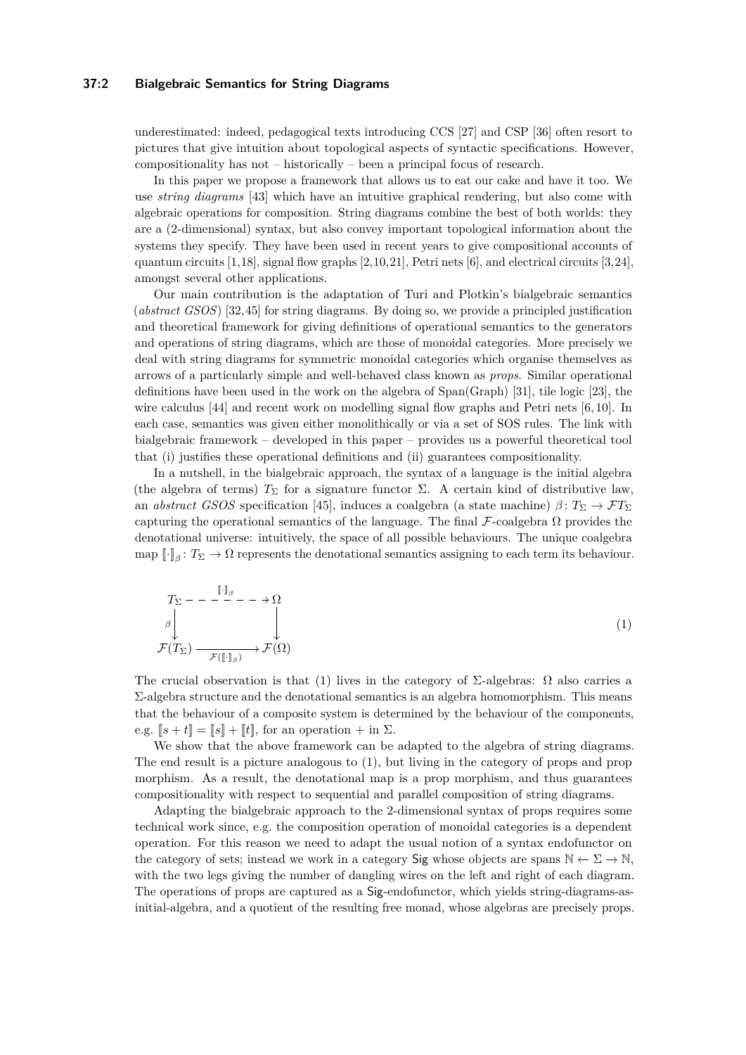underestimated: indeed, pedagogical texts introducing CCS [27] and CSP [36] often resort to pictures that give intuition about topological aspects of syntactic specifications. However, compositionality has not – historically – been a principal focus of research.

In this paper we propose a framework that allows us to eat our cake and have it too. We use *string diagrams* [43] which have an intuitive graphical rendering, but also come with algebraic operations for composition. String diagrams combine the best of both worlds: they are a (2-dimensional) syntax, but also convey important topological information about the systems they specify. They have been used in recent years to give compositional accounts of quantum circuits [1,18], signal flow graphs [2,10,21], Petri nets [6], and electrical circuits [3,24], amongst several other applications.

Our main contribution is the adaptation of Turi and Plotkin's bialgebraic semantics (*abstract GSOS*) [32,45] for string diagrams. By doing so, we provide a principled justification and theoretical framework for giving definitions of operational semantics to the generators and operations of string diagrams, which are those of monoidal categories. More precisely we deal with string diagrams for symmetric monoidal categories which organise themselves as arrows of a particularly simple and well-behaved class known as *props*. Similar operational definitions have been used in the work on the algebra of Span(Graph) [31], tile logic [23], the wire calculus [44] and recent work on modelling signal flow graphs and Petri nets [6,10]. In each case, semantics was given either monolithically or via a set of SOS rules. The link with bialgebraic framework – developed in this paper – provides us a powerful theoretical tool that (i) justifies these operational definitions and (ii) guarantees compositionality.

In a nutshell, in the bialgebraic approach, the syntax of a language is the initial algebra (the algebra of terms) $T_\Sigma$ for a signature functor $\Sigma$. A certain kind of distributive law, an *abstract GSOS* specification [45], induces a coalgebra (a state machine) $\beta\colon T_\Sigma \to \mathcal{F}T_\Sigma$ capturing the operational semantics of the language. The final $\mathcal{F}$-coalgebra $\Omega$ provides the denotational universe: intuitively, the space of all possible behaviours. The unique coalgebra map $[\![\cdot]\!]_\beta\colon T_\Sigma \to \Omega$ represents the denotational semantics assigning to each term its behaviour.

$$
\begin{array}{ccc}
T_\Sigma & \xrightarrow{\;[\![\cdot]\!]_\beta\;} & \Omega \\
{\scriptstyle\beta}\downarrow & & \downarrow \\
\mathcal{F}(T_\Sigma) & \xrightarrow[\mathcal{F}([\![\cdot]\!]_\beta)]{} & \mathcal{F}(\Omega)
\end{array}
\tag{1}
$$

The crucial observation is that (1) lives in the category of $\Sigma$-algebras: $\Omega$ also carries a $\Sigma$-algebra structure and the denotational semantics is an algebra homomorphism. This means that the behaviour of a composite system is determined by the behaviour of the components, e.g. $[\![s+t]\!] = [\![s]\!] + [\![t]\!]$, for an operation $+$ in $\Sigma$.

We show that the above framework can be adapted to the algebra of string diagrams. The end result is a picture analogous to (1), but living in the category of props and prop morphism. As a result, the denotational map is a prop morphism, and thus guarantees compositionality with respect to sequential and parallel composition of string diagrams.

Adapting the bialgebraic approach to the 2-dimensional syntax of props requires some technical work since, e.g. the composition operation of monoidal categories is a dependent operation. For this reason we need to adapt the usual notion of a syntax endofunctor on the category of sets; instead we work in a category $\mathsf{Sig}$ whose objects are spans $\mathbb{N} \leftarrow \Sigma \to \mathbb{N}$, with the two legs giving the number of dangling wires on the left and right of each diagram. The operations of props are captured as a $\mathsf{Sig}$-endofunctor, which yields string-diagrams-as-initial-algebra, and a quotient of the resulting free monad, whose algebras are precisely props.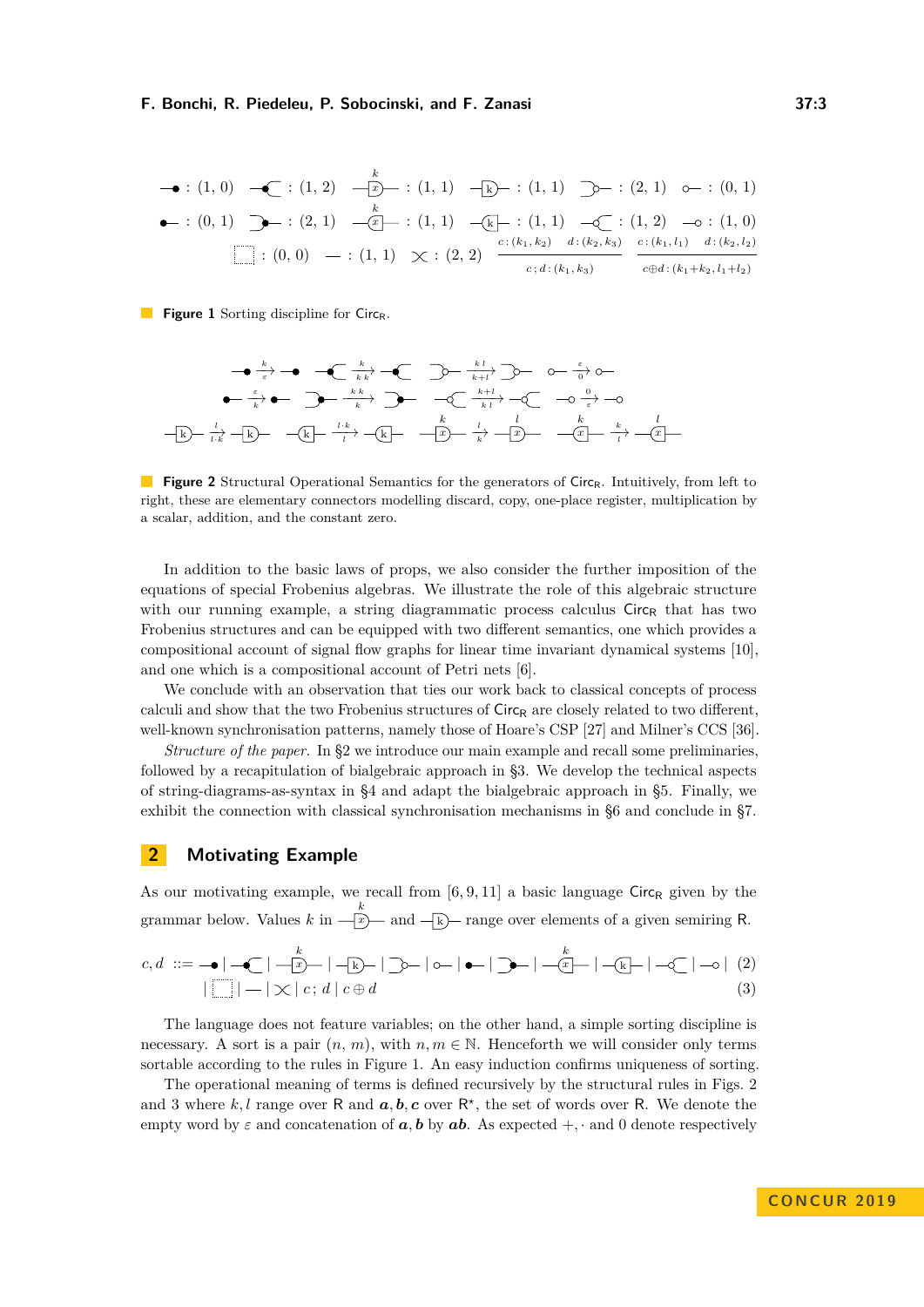$$
\begin{array}{llllll}
\text{—●} : (1,0) & \text{—◖} : (1,2) & \xrightarrow{k}\boxed{x} : (1,1) & \boxed{k}\text{—} : (1,1) & \text{⊃—} : (2,1) & \text{○—} : (0,1) \\
\text{●—} : (0,1) & \text{⊃●—} : (2,1) & \boxed{x}^{k} : (1,1) & \boxed{k} : (1,1) & \text{—◁○} : (1,2) & \text{—○} : (1,0)
\end{array}
$$

$$
\boxed{\phantom{x}} : (0,0) \quad \text{—} : (1,1) \quad \times : (2,2) \quad \frac{c : (k_1,k_2) \quad d : (k_2,k_3)}{c\,;d : (k_1,k_3)} \quad \frac{c : (k_1,l_1) \quad d : (k_2,l_2)}{c \oplus d : (k_1{+}k_2, l_1{+}l_2)}
$$

**Figure 1** Sorting discipline for $\mathsf{Circ}_\mathsf{R}$.

**Figure 2** Structural Operational Semantics for the generators of $\mathsf{Circ}_\mathsf{R}$. Intuitively, from left to right, these are elementary connectors modelling discard, copy, one-place register, multiplication by a scalar, addition, and the constant zero.

In addition to the basic laws of props, we also consider the further imposition of the equations of special Frobenius algebras. We illustrate the role of this algebraic structure with our running example, a string diagrammatic process calculus $\mathsf{Circ}_\mathsf{R}$ that has two Frobenius structures and can be equipped with two different semantics, one which provides a compositional account of signal flow graphs for linear time invariant dynamical systems [10], and one which is a compositional account of Petri nets [6].

We conclude with an observation that ties our work back to classical concepts of process calculi and show that the two Frobenius structures of $\mathsf{Circ}_\mathsf{R}$ are closely related to two different, well-known synchronisation patterns, namely those of Hoare's CSP [27] and Milner's CCS [36].

*Structure of the paper.* In §2 we introduce our main example and recall some preliminaries, followed by a recapitulation of bialgebraic approach in §3. We develop the technical aspects of string-diagrams-as-syntax in §4 and adapt the bialgebraic approach in §5. Finally, we exhibit the connection with classical synchronisation mechanisms in §6 and conclude in §7.

## 2 Motivating Example

As our motivating example, we recall from [6, 9, 11] a basic language $\mathsf{Circ}_\mathsf{R}$ given by the grammar below. Values $k$ in $\overset{k}{\boxed{x}}$ and $\boxed{k}$ range over elements of a given semiring $\mathsf{R}$.

$$
c, d \;::=\; \text{—●} \mid \text{—◖} \mid \overset{k}{\boxed{x}} \mid \boxed{k} \mid \text{⊃—} \mid \text{○—} \mid \text{●—} \mid \text{⊃●—} \mid \overset{k}{\boxed{x}} \mid \boxed{k} \mid \text{—◁○} \mid \text{—○} \quad (2)
$$

$$
\mid \boxed{\phantom{x}} \mid \text{—} \mid \times \mid c\,;d \mid c \oplus d \quad (3)
$$

The language does not feature variables; on the other hand, a simple sorting discipline is necessary. A sort is a pair $(n, m)$, with $n, m \in \mathbb{N}$. Henceforth we will consider only terms sortable according to the rules in Figure 1. An easy induction confirms uniqueness of sorting.

The operational meaning of terms is defined recursively by the structural rules in Figs. 2 and 3 where $k, l$ range over $\mathsf{R}$ and $\boldsymbol{a}, \boldsymbol{b}, \boldsymbol{c}$ over $\mathsf{R}^\star$, the set of words over $\mathsf{R}$. We denote the empty word by $\varepsilon$ and concatenation of $\boldsymbol{a}, \boldsymbol{b}$ by $\boldsymbol{ab}$. As expected $+, \cdot$ and $0$ denote respectively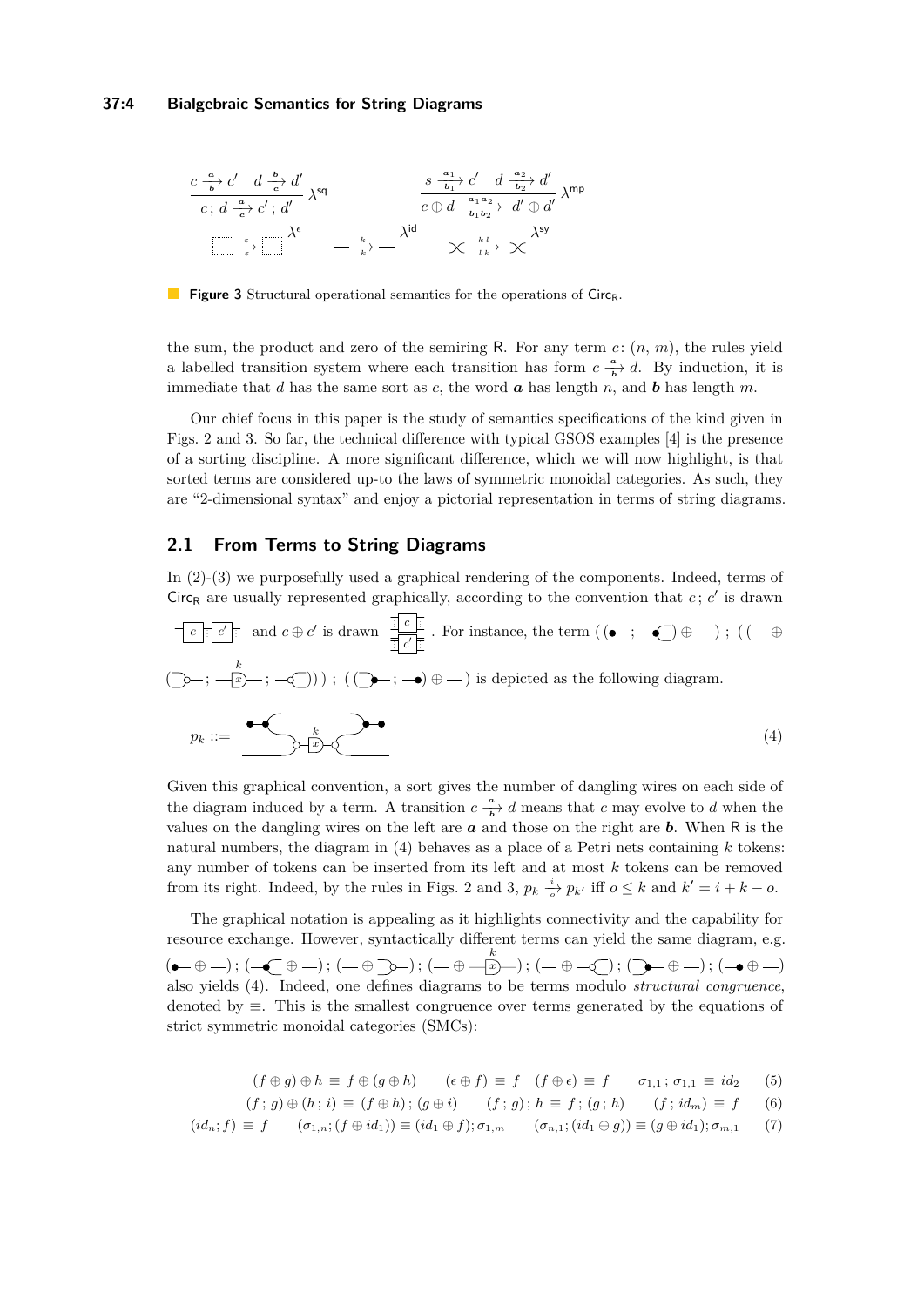$$\frac{c \xrightarrow[\boldsymbol{b}]{\boldsymbol{a}} c' \quad d \xrightarrow[\boldsymbol{c}]{\boldsymbol{b}} d'}{c\,;\, d \xrightarrow[\boldsymbol{c}]{\boldsymbol{a}} c'\,;\, d'}\ \lambda^{\mathsf{sq}} \qquad \frac{s \xrightarrow[\boldsymbol{b}_1]{\boldsymbol{a}_1} c' \quad d \xrightarrow[\boldsymbol{b}_2]{\boldsymbol{a}_2} d'}{c \oplus d \xrightarrow[\boldsymbol{b}_1\boldsymbol{b}_2]{\boldsymbol{a}_1\boldsymbol{a}_2} d' \oplus d'}\ \lambda^{\mathsf{mp}}$$

$$\frac{}{\epsilon \xrightarrow[\varepsilon]{\varepsilon} \epsilon}\ \lambda^{\epsilon} \qquad \frac{}{\text{—} \xrightarrow[k]{k} \text{—}}\ \lambda^{\mathsf{id}} \qquad \frac{}{\times \xrightarrow[l\,k]{k\,l} \times}\ \lambda^{\mathsf{sy}}$$

**Figure 3** Structural operational semantics for the operations of $\mathsf{Circ}_\mathsf{R}$.

the sum, the product and zero of the semiring R. For any term $c\colon (n, m)$, the rules yield a labelled transition system where each transition has form $c \xrightarrow[\boldsymbol{b}]{\boldsymbol{a}} d$. By induction, it is immediate that $d$ has the same sort as $c$, the word $\boldsymbol{a}$ has length $n$, and $\boldsymbol{b}$ has length $m$.

Our chief focus in this paper is the study of semantics specifications of the kind given in Figs. 2 and 3. So far, the technical difference with typical GSOS examples [4] is the presence of a sorting discipline. A more significant difference, which we will now highlight, is that sorted terms are considered up-to the laws of symmetric monoidal categories. As such, they are "2-dimensional syntax" and enjoy a pictorial representation in terms of string diagrams.

## 2.1 From Terms to String Diagrams

In (2)-(3) we purposefully used a graphical rendering of the components. Indeed, terms of $\mathsf{Circ}_\mathsf{R}$ are usually represented graphically, according to the convention that $c\,;\,c'$ is drawn [c][c′] and $c \oplus c'$ is drawn [c over c′]. For instance, the term $((\bullet\!\!-\,;\, -\!\!\bullet\!\!\subset) \oplus \text{—})\,;\,((\text{—} \oplus (\supset\!\!-\,;\, -\!\!\overset{k}{[x]}\!\!-\,;\, -\!\!\subset))\,;\,((\supset\!\!\bullet\!\!-\,;\,-\!\!\bullet) \oplus \text{—})$ is depicted as the following diagram.

$$p_k ::= \quad [\text{diagram}] \tag{4}$$

Given this graphical convention, a sort gives the number of dangling wires on each side of the diagram induced by a term. A transition $c \xrightarrow[\boldsymbol{b}]{\boldsymbol{a}} d$ means that $c$ may evolve to $d$ when the values on the dangling wires on the left are $\boldsymbol{a}$ and those on the right are $\boldsymbol{b}$. When R is the natural numbers, the diagram in (4) behaves as a place of a Petri nets containing $k$ tokens: any number of tokens can be inserted from its left and at most $k$ tokens can be removed from its right. Indeed, by the rules in Figs. 2 and 3, $p_k \xrightarrow[o]{i} p_{k'}$ iff $o \leq k$ and $k' = i + k - o$.

The graphical notation is appealing as it highlights connectivity and the capability for resource exchange. However, syntactically different terms can yield the same diagram, e.g. $(\bullet\!\!- \oplus \text{—})\,;\,(-\!\!\bullet\!\!\subset \oplus \text{—})\,;\,(\text{—} \oplus \supset\!\!-)\,;\,(\text{—} \oplus -\!\!\overset{k}{[x]}\!\!-)\,;\,(\text{—} \oplus -\!\!\subset)\,;\,(\supset\!\!\bullet\!\!- \oplus \text{—})\,;\,(-\!\!\bullet \oplus \text{—})$ also yields (4). Indeed, one defines diagrams to be terms modulo *structural congruence*, denoted by $\equiv$. This is the smallest congruence over terms generated by the equations of strict symmetric monoidal categories (SMCs):

$$(f \oplus g) \oplus h \;\equiv\; f \oplus (g \oplus h) \qquad (\epsilon \oplus f) \;\equiv\; f \quad (f \oplus \epsilon) \;\equiv\; f \qquad \sigma_{1,1}\,;\,\sigma_{1,1} \;\equiv\; id_2 \tag{5}$$

$$(f\,;\,g) \oplus (h\,;\,i) \;\equiv\; (f \oplus h)\,;\,(g \oplus i) \qquad (f\,;\,g)\,;\,h \;\equiv\; f\,;\,(g\,;\,h) \qquad (f\,;\,id_m) \;\equiv\; f \tag{6}$$

$$(id_n; f) \;\equiv\; f \qquad (\sigma_{1,n}; (f \oplus id_1)) \equiv (id_1 \oplus f); \sigma_{1,m} \qquad (\sigma_{n,1}; (id_1 \oplus g)) \equiv (g \oplus id_1); \sigma_{m,1} \tag{7}$$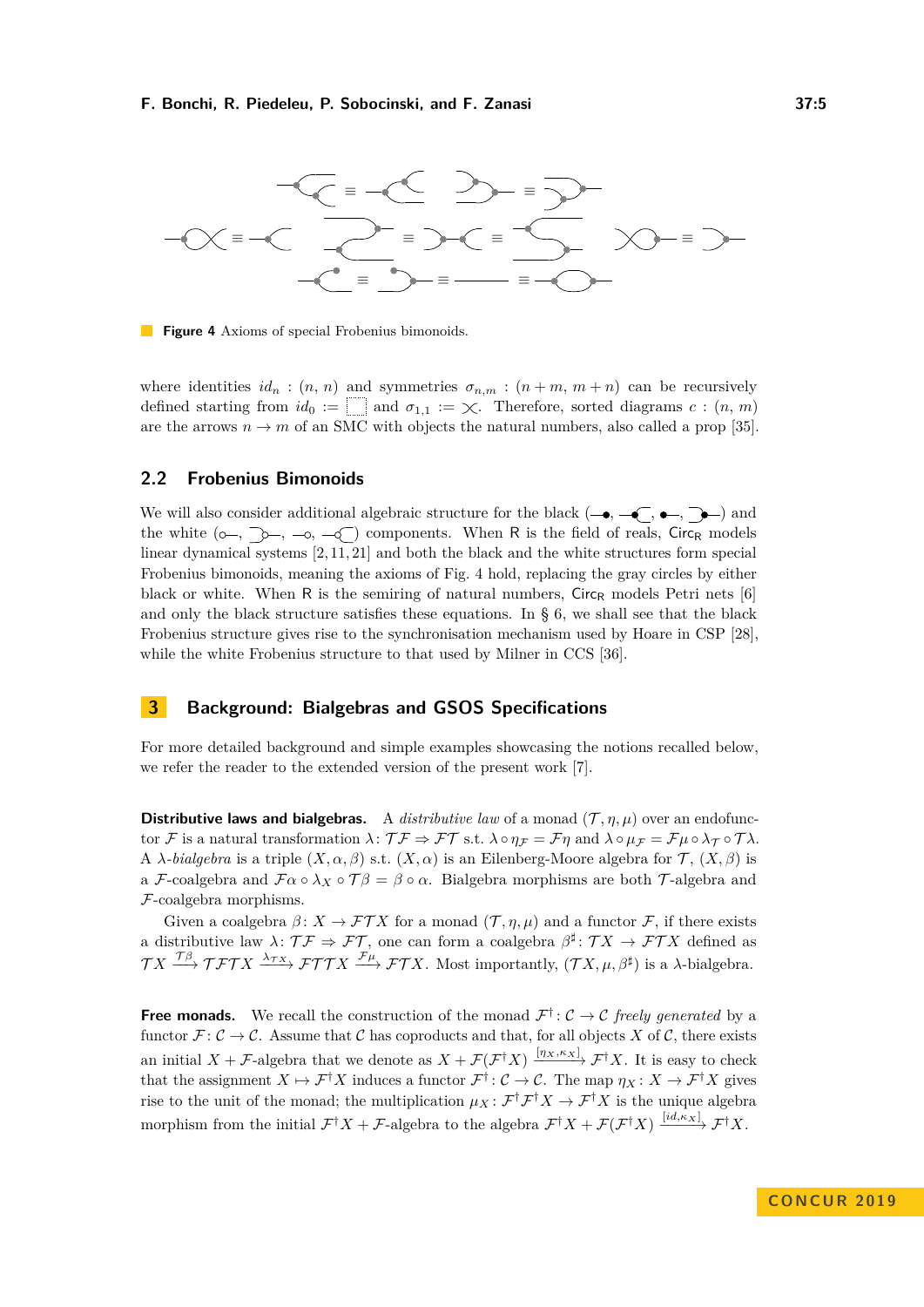**Figure 4** Axioms of special Frobenius bimonoids.

where identities $id_n : (n, n)$ and symmetries $\sigma_{n,m} : (n+m, m+n)$ can be recursively defined starting from $id_0 :=$ ⬚ and $\sigma_{1,1} :=$ ⤫. Therefore, sorted diagrams $c : (n, m)$ are the arrows $n \to m$ of an SMC with objects the natural numbers, also called a prop [35].

## 2.2 Frobenius Bimonoids

We will also consider additional algebraic structure for the black ( , , , ) and the white ( , , , ) components. When R is the field of reals, $\mathsf{Circ}_\mathsf{R}$ models linear dynamical systems [2, 11, 21] and both the black and the white structures form special Frobenius bimonoids, meaning the axioms of Fig. 4 hold, replacing the gray circles by either black or white. When R is the semiring of natural numbers, $\mathsf{Circ}_\mathsf{R}$ models Petri nets [6] and only the black structure satisfies these equations. In § 6, we shall see that the black Frobenius structure gives rise to the synchronisation mechanism used by Hoare in CSP [28], while the white Frobenius structure to that used by Milner in CCS [36].

# 3 Background: Bialgebras and GSOS Specifications

For more detailed background and simple examples showcasing the notions recalled below, we refer the reader to the extended version of the present work [7].

**Distributive laws and bialgebras.** A *distributive law* of a monad $(\mathcal{T}, \eta, \mu)$ over an endofunctor $\mathcal{F}$ is a natural transformation $\lambda \colon \mathcal{T}\mathcal{F} \Rightarrow \mathcal{F}\mathcal{T}$ s.t. $\lambda \circ \eta_\mathcal{F} = \mathcal{F}\eta$ and $\lambda \circ \mu_\mathcal{F} = \mathcal{F}\mu \circ \lambda_\mathcal{T} \circ \mathcal{T}\lambda$. A $\lambda$-*bialgebra* is a triple $(X, \alpha, \beta)$ s.t. $(X, \alpha)$ is an Eilenberg-Moore algebra for $\mathcal{T}$, $(X, \beta)$ is a $\mathcal{F}$-coalgebra and $\mathcal{F}\alpha \circ \lambda_X \circ \mathcal{T}\beta = \beta \circ \alpha$. Bialgebra morphisms are both $\mathcal{T}$-algebra and $\mathcal{F}$-coalgebra morphisms.

Given a coalgebra $\beta \colon X \to \mathcal{F}\mathcal{T}X$ for a monad $(\mathcal{T}, \eta, \mu)$ and a functor $\mathcal{F}$, if there exists a distributive law $\lambda \colon \mathcal{T}\mathcal{F} \Rightarrow \mathcal{F}\mathcal{T}$, one can form a coalgebra $\beta^\sharp \colon \mathcal{T}X \to \mathcal{F}\mathcal{T}X$ defined as $\mathcal{T}X \xrightarrow{\mathcal{T}\beta} \mathcal{T}\mathcal{F}\mathcal{T}X \xrightarrow{\lambda_{\mathcal{T}X}} \mathcal{F}\mathcal{T}\mathcal{T}X \xrightarrow{\mathcal{F}\mu} \mathcal{F}\mathcal{T}X$. Most importantly, $(\mathcal{T}X, \mu, \beta^\sharp)$ is a $\lambda$-bialgebra.

**Free monads.** We recall the construction of the monad $\mathcal{F}^\dagger \colon \mathcal{C} \to \mathcal{C}$ *freely generated* by a functor $\mathcal{F} \colon \mathcal{C} \to \mathcal{C}$. Assume that $\mathcal{C}$ has coproducts and that, for all objects $X$ of $\mathcal{C}$, there exists an initial $X + \mathcal{F}$-algebra that we denote as $X + \mathcal{F}(\mathcal{F}^\dagger X) \xrightarrow{[\eta_X, \kappa_X]} \mathcal{F}^\dagger X$. It is easy to check that the assignment $X \mapsto \mathcal{F}^\dagger X$ induces a functor $\mathcal{F}^\dagger \colon \mathcal{C} \to \mathcal{C}$. The map $\eta_X \colon X \to \mathcal{F}^\dagger X$ gives rise to the unit of the monad; the multiplication $\mu_X \colon \mathcal{F}^\dagger\mathcal{F}^\dagger X \to \mathcal{F}^\dagger X$ is the unique algebra morphism from the initial $\mathcal{F}^\dagger X + \mathcal{F}$-algebra to the algebra $\mathcal{F}^\dagger X + \mathcal{F}(\mathcal{F}^\dagger X) \xrightarrow{[id, \kappa_X]} \mathcal{F}^\dagger X$.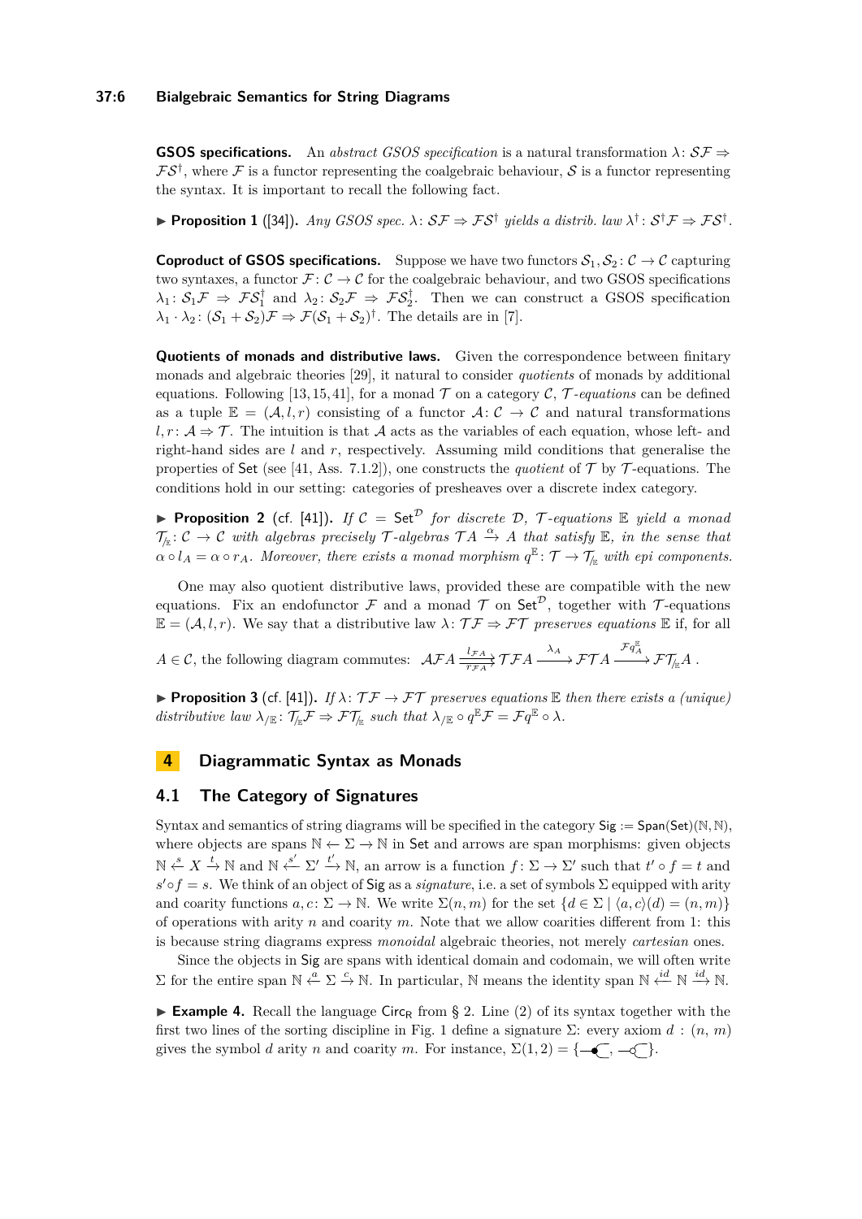**GSOS specifications.** An *abstract GSOS specification* is a natural transformation $\lambda\colon \mathcal{S}\mathcal{F} \Rightarrow \mathcal{F}\mathcal{S}^\dagger$, where $\mathcal{F}$ is a functor representing the coalgebraic behaviour, $\mathcal{S}$ is a functor representing the syntax. It is important to recall the following fact.

▶ **Proposition 1** ([34]). *Any GSOS spec.* $\lambda\colon \mathcal{S}\mathcal{F} \Rightarrow \mathcal{F}\mathcal{S}^\dagger$ *yields a distrib. law* $\lambda^\dagger\colon \mathcal{S}^\dagger\mathcal{F} \Rightarrow \mathcal{F}\mathcal{S}^\dagger$.

**Coproduct of GSOS specifications.** Suppose we have two functors $\mathcal{S}_1, \mathcal{S}_2\colon \mathcal{C} \to \mathcal{C}$ capturing two syntaxes, a functor $\mathcal{F}\colon \mathcal{C} \to \mathcal{C}$ for the coalgebraic behaviour, and two GSOS specifications $\lambda_1\colon \mathcal{S}_1\mathcal{F} \Rightarrow \mathcal{F}\mathcal{S}_1^\dagger$ and $\lambda_2\colon \mathcal{S}_2\mathcal{F} \Rightarrow \mathcal{F}\mathcal{S}_2^\dagger$. Then we can construct a GSOS specification $\lambda_1 \cdot \lambda_2\colon (\mathcal{S}_1 + \mathcal{S}_2)\mathcal{F} \Rightarrow \mathcal{F}(\mathcal{S}_1 + \mathcal{S}_2)^\dagger$. The details are in [7].

**Quotients of monads and distributive laws.** Given the correspondence between finitary monads and algebraic theories [29], it natural to consider *quotients* of monads by additional equations. Following [13, 15, 41], for a monad $\mathcal{T}$ on a category $\mathcal{C}$, $\mathcal{T}$*-equations* can be defined as a tuple $\mathbb{E} = (\mathcal{A}, l, r)$ consisting of a functor $\mathcal{A}\colon \mathcal{C} \to \mathcal{C}$ and natural transformations $l, r\colon \mathcal{A} \Rightarrow \mathcal{T}$. The intuition is that $\mathcal{A}$ acts as the variables of each equation, whose left- and right-hand sides are $l$ and $r$, respectively. Assuming mild conditions that generalise the properties of $\mathsf{Set}$ (see [41, Ass. 7.1.2]), one constructs the *quotient* of $\mathcal{T}$ by $\mathcal{T}$-equations. The conditions hold in our setting: categories of presheaves over a discrete index category.

▶ **Proposition 2** (cf. [41]). *If* $\mathcal{C} = \mathsf{Set}^{\mathcal{D}}$ *for discrete* $\mathcal{D}$*,* $\mathcal{T}$*-equations* $\mathbb{E}$ *yield a monad* $\mathcal{T}_{/\mathbb{E}}\colon \mathcal{C} \to \mathcal{C}$ *with algebras precisely* $\mathcal{T}$*-algebras* $\mathcal{T}A \xrightarrow{\alpha} A$ *that satisfy* $\mathbb{E}$*, in the sense that* $\alpha \circ l_A = \alpha \circ r_A$*. Moreover, there exists a monad morphism* $q^{\mathbb{E}}\colon \mathcal{T} \to \mathcal{T}_{/\mathbb{E}}$ *with epi components.*

One may also quotient distributive laws, provided these are compatible with the new equations. Fix an endofunctor $\mathcal{F}$ and a monad $\mathcal{T}$ on $\mathsf{Set}^{\mathcal{D}}$, together with $\mathcal{T}$-equations $\mathbb{E} = (\mathcal{A}, l, r)$. We say that a distributive law $\lambda\colon \mathcal{T}\mathcal{F} \Rightarrow \mathcal{F}\mathcal{T}$ *preserves equations* $\mathbb{E}$ if, for all $A \in \mathcal{C}$, the following diagram commutes: $\mathcal{A}\mathcal{F}A \underset{r_{\mathcal{F}A}}{\overset{l_{\mathcal{F}A}}{\rightrightarrows}} \mathcal{T}\mathcal{F}A \xrightarrow{\lambda_A} \mathcal{F}\mathcal{T}A \xrightarrow{\mathcal{F}q_A^{\mathbb{E}}} \mathcal{F}\mathcal{T}_{/\mathbb{E}}A$.

▶ **Proposition 3** (cf. [41]). *If* $\lambda\colon \mathcal{T}\mathcal{F} \to \mathcal{F}\mathcal{T}$ *preserves equations* $\mathbb{E}$ *then there exists a (unique) distributive law* $\lambda_{/\mathbb{E}}\colon \mathcal{T}_{/\mathbb{E}}\mathcal{F} \Rightarrow \mathcal{F}\mathcal{T}_{/\mathbb{E}}$ *such that* $\lambda_{/\mathbb{E}} \circ q^{\mathbb{E}}\mathcal{F} = \mathcal{F}q^{\mathbb{E}} \circ \lambda$.

# 4 Diagrammatic Syntax as Monads

## 4.1 The Category of Signatures

Syntax and semantics of string diagrams will be specified in the category $\mathsf{Sig} := \mathsf{Span}(\mathsf{Set})(\mathbb{N}, \mathbb{N})$, where objects are spans $\mathbb{N} \leftarrow \Sigma \to \mathbb{N}$ in $\mathsf{Set}$ and arrows are span morphisms: given objects $\mathbb{N} \xleftarrow{s} X \xrightarrow{t} \mathbb{N}$ and $\mathbb{N} \xleftarrow{s'} \Sigma' \xrightarrow{t'} \mathbb{N}$, an arrow is a function $f\colon \Sigma \to \Sigma'$ such that $t' \circ f = t$ and $s' \circ f = s$. We think of an object of $\mathsf{Sig}$ as a *signature*, i.e. a set of symbols $\Sigma$ equipped with arity and coarity functions $a, c\colon \Sigma \to \mathbb{N}$. We write $\Sigma(n, m)$ for the set $\{d \in \Sigma \mid \langle a, c\rangle(d) = (n, m)\}$ of operations with arity $n$ and coarity $m$. Note that we allow coarities different from 1: this is because string diagrams express *monoidal* algebraic theories, not merely *cartesian* ones.

Since the objects in $\mathsf{Sig}$ are spans with identical domain and codomain, we will often write $\Sigma$ for the entire span $\mathbb{N} \xleftarrow{a} \Sigma \xrightarrow{c} \mathbb{N}$. In particular, $\mathbb{N}$ means the identity span $\mathbb{N} \xleftarrow{id} \mathbb{N} \xrightarrow{id} \mathbb{N}$.

▶ **Example 4.** Recall the language $\mathsf{Circ}_{\mathsf{R}}$ from § 2. Line (2) of its syntax together with the first two lines of the sorting discipline in Fig. 1 define a signature $\Sigma$: every axiom $d : (n, m)$ gives the symbol $d$ arity $n$ and coarity $m$. For instance, $\Sigma(1, 2) = \{$ ⊸●⊂ , ⊸○⊂ $\}$.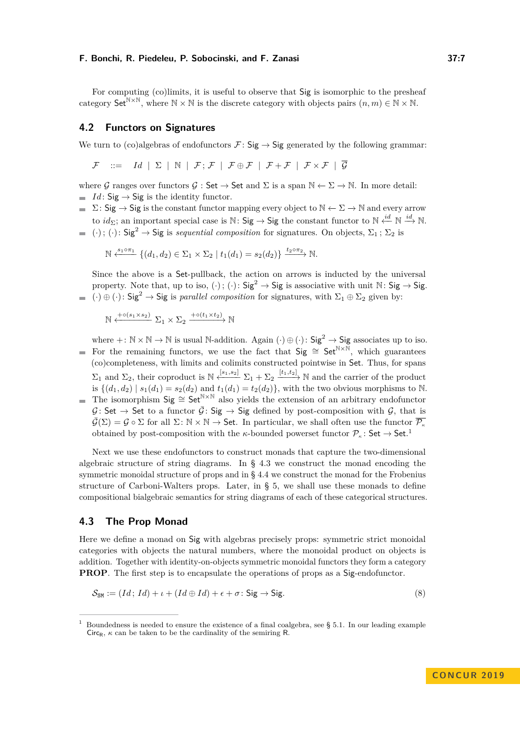For computing (co)limits, it is useful to observe that $\mathsf{Sig}$ is isomorphic to the presheaf category $\mathsf{Set}^{\mathbb{N}\times\mathbb{N}}$, where $\mathbb{N}\times\mathbb{N}$ is the discrete category with objects pairs $(n,m)\in\mathbb{N}\times\mathbb{N}$.

## 4.2 Functors on Signatures

We turn to (co)algebras of endofunctors $\mathcal{F}\colon \mathsf{Sig}\to\mathsf{Sig}$ generated by the following grammar:

$$\mathcal{F} \quad ::= \quad Id \mid \Sigma \mid \mathbb{N} \mid \mathcal{F}\,;\mathcal{F} \mid \mathcal{F}\oplus\mathcal{F} \mid \mathcal{F}+\mathcal{F} \mid \mathcal{F}\times\mathcal{F} \mid \overline{\mathcal{G}}$$

where $\mathcal{G}$ ranges over functors $\mathcal{G}\colon\mathsf{Set}\to\mathsf{Set}$ and $\Sigma$ is a span $\mathbb{N}\leftarrow\Sigma\to\mathbb{N}$. In more detail:

- $Id\colon\mathsf{Sig}\to\mathsf{Sig}$ is the identity functor.
- $\Sigma\colon\mathsf{Sig}\to\mathsf{Sig}$ is the constant functor mapping every object to $\mathbb{N}\leftarrow\Sigma\to\mathbb{N}$ and every arrow to $id_\Sigma$; an important special case is $\mathbb{N}\colon\mathsf{Sig}\to\mathsf{Sig}$ the constant functor to $\mathbb{N}\xleftarrow{id}\mathbb{N}\xrightarrow{id}\mathbb{N}$.
- $(\cdot)\,;(\cdot)\colon\mathsf{Sig}^2\to\mathsf{Sig}$ is *sequential composition* for signatures. On objects, $\Sigma_1\,;\Sigma_2$ is

$$\mathbb{N}\xleftarrow{s_1\circ\pi_1}\{(d_1,d_2)\in\Sigma_1\times\Sigma_2\mid t_1(d_1)=s_2(d_2)\}\xrightarrow{t_2\circ\pi_2}\mathbb{N}.$$

  Since the above is a $\mathsf{Set}$-pullback, the action on arrows is inducted by the universal property. Note that, up to iso, $(\cdot)\,;(\cdot)\colon\mathsf{Sig}^2\to\mathsf{Sig}$ is associative with unit $\mathbb{N}\colon\mathsf{Sig}\to\mathsf{Sig}$.
- $(\cdot)\oplus(\cdot)\colon\mathsf{Sig}^2\to\mathsf{Sig}$ is *parallel composition* for signatures, with $\Sigma_1\oplus\Sigma_2$ given by:

$$\mathbb{N}\xleftarrow{+\circ(s_1\times s_2)}\Sigma_1\times\Sigma_2\xrightarrow{+\circ(t_1\times t_2)}\mathbb{N}$$

  where $+\colon\mathbb{N}\times\mathbb{N}\to\mathbb{N}$ is usual $\mathbb{N}$-addition. Again $(\cdot)\oplus(\cdot)\colon\mathsf{Sig}^2\to\mathsf{Sig}$ associates up to iso.
- For the remaining functors, we use the fact that $\mathsf{Sig}\cong\mathsf{Set}^{\mathbb{N}\times\mathbb{N}}$, which guarantees (co)completeness, with limits and colimits constructed pointwise in $\mathsf{Set}$. Thus, for spans $\Sigma_1$ and $\Sigma_2$, their coproduct is $\mathbb{N}\xleftarrow{[s_1,s_2]}\Sigma_1+\Sigma_2\xrightarrow{[t_1,t_2]}\mathbb{N}$ and the carrier of the product is $\{(d_1,d_2)\mid s_1(d_1)=s_2(d_2)\text{ and }t_1(d_1)=t_2(d_2)\}$, with the two obvious morphisms to $\mathbb{N}$.
- The isomorphism $\mathsf{Sig}\cong\mathsf{Set}^{\mathbb{N}\times\mathbb{N}}$ also yields the extension of an arbitrary endofunctor $\mathcal{G}\colon\mathsf{Set}\to\mathsf{Set}$ to a functor $\overline{\mathcal{G}}\colon\mathsf{Sig}\to\mathsf{Sig}$ defined by post-composition with $\mathcal{G}$, that is $\overline{\mathcal{G}}(\Sigma)=\mathcal{G}\circ\Sigma$ for all $\Sigma\colon\mathbb{N}\times\mathbb{N}\to\mathsf{Set}$. In particular, we shall often use the functor $\overline{\mathcal{P}_\kappa}$ obtained by post-composition with the $\kappa$-bounded powerset functor $\mathcal{P}_\kappa\colon\mathsf{Set}\to\mathsf{Set}$.[1]

Next we use these endofunctors to construct monads that capture the two-dimensional algebraic structure of string diagrams. In § 4.3 we construct the monad encoding the symmetric monoidal structure of props and in § 4.4 we construct the monad for the Frobenius structure of Carboni-Walters props. Later, in § 5, we shall use these monads to define compositional bialgebraic semantics for string diagrams of each of these categorical structures.

## 4.3 The Prop Monad

Here we define a monad on $\mathsf{Sig}$ with algebras precisely props: symmetric strict monoidal categories with objects the natural numbers, where the monoidal product on objects is addition. Together with identity-on-objects symmetric monoidal functors they form a category **PROP**. The first step is to encapsulate the operations of props as a $\mathsf{Sig}$-endofunctor.

$$\mathcal{S}_{\mathsf{SM}}:=(Id\,;\,Id)+\iota+(Id\oplus Id)+\epsilon+\sigma\colon\mathsf{Sig}\to\mathsf{Sig}. \tag{8}$$

[1] Boundedness is needed to ensure the existence of a final coalgebra, see § 5.1. In our leading example $\mathsf{Circ}_\mathsf{R}$, $\kappa$ can be taken to be the cardinality of the semiring $\mathsf{R}$.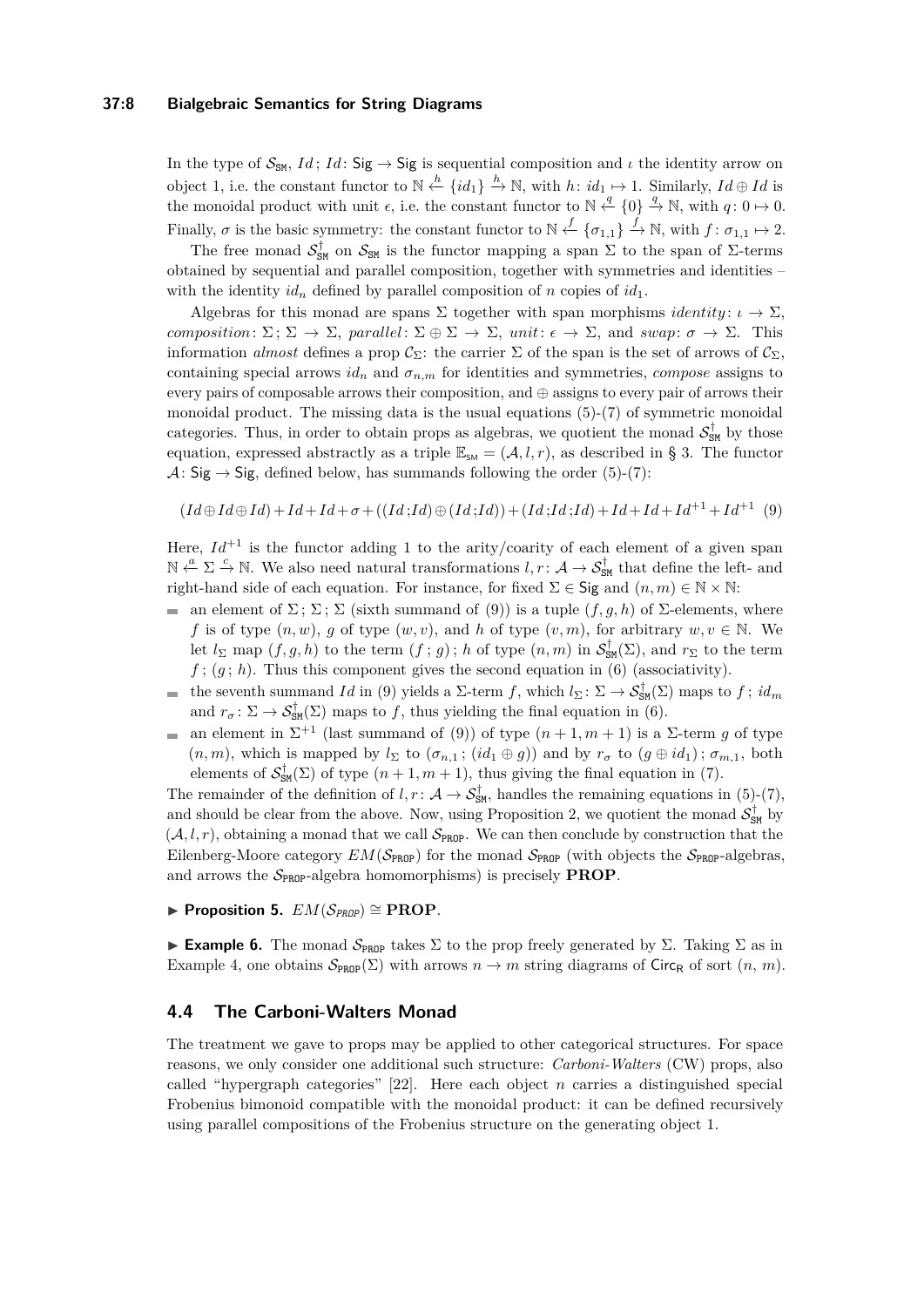In the type of $\mathcal{S}_{\mathtt{SM}}$, $Id\,;\,Id\colon \mathsf{Sig} \to \mathsf{Sig}$ is sequential composition and $\iota$ the identity arrow on object 1, i.e. the constant functor to $\mathbb{N} \xleftarrow{h} \{id_1\} \xrightarrow{h} \mathbb{N}$, with $h\colon id_1 \mapsto 1$. Similarly, $Id \oplus Id$ is the monoidal product with unit $\epsilon$, i.e. the constant functor to $\mathbb{N} \xleftarrow{q} \{0\} \xrightarrow{q} \mathbb{N}$, with $q\colon 0 \mapsto 0$. Finally, $\sigma$ is the basic symmetry: the constant functor to $\mathbb{N} \xleftarrow{f} \{\sigma_{1,1}\} \xrightarrow{f} \mathbb{N}$, with $f\colon \sigma_{1,1} \mapsto 2$.

The free monad $\mathcal{S}_{\mathtt{SM}}^{\dagger}$ on $\mathcal{S}_{\mathtt{SM}}$ is the functor mapping a span $\Sigma$ to the span of $\Sigma$-terms obtained by sequential and parallel composition, together with symmetries and identities – with the identity $id_n$ defined by parallel composition of $n$ copies of $id_1$.

Algebras for this monad are spans $\Sigma$ together with span morphisms $identity\colon \iota \to \Sigma$, $composition\colon \Sigma\,;\,\Sigma \to \Sigma$, $parallel\colon \Sigma \oplus \Sigma \to \Sigma$, $unit\colon \epsilon \to \Sigma$, and $swap\colon \sigma \to \Sigma$. This information *almost* defines a prop $\mathcal{C}_{\Sigma}$: the carrier $\Sigma$ of the span is the set of arrows of $\mathcal{C}_{\Sigma}$, containing special arrows $id_n$ and $\sigma_{n,m}$ for identities and symmetries, *compose* assigns to every pairs of composable arrows their composition, and $\oplus$ assigns to every pair of arrows their monoidal product. The missing data is the usual equations (5)-(7) of symmetric monoidal categories. Thus, in order to obtain props as algebras, we quotient the monad $\mathcal{S}_{\mathtt{SM}}^{\dagger}$ by those equation, expressed abstractly as a triple $\mathbb{E}_{\mathtt{SM}} = (\mathcal{A}, l, r)$, as described in § 3. The functor $\mathcal{A}\colon \mathsf{Sig} \to \mathsf{Sig}$, defined below, has summands following the order (5)-(7):

$$(Id\oplus Id\oplus Id)+Id+Id+\sigma+((Id\,;Id)\oplus(Id\,;Id))+(Id\,;Id\,;Id)+Id+Id+Id^{+1}+Id^{+1} \quad (9)$$

Here, $Id^{+1}$ is the functor adding 1 to the arity/coarity of each element of a given span $\mathbb{N} \xleftarrow{a} \Sigma \xrightarrow{c} \mathbb{N}$. We also need natural transformations $l, r\colon \mathcal{A} \to \mathcal{S}_{\mathtt{SM}}^{\dagger}$ that define the left- and right-hand side of each equation. For instance, for fixed $\Sigma \in \mathsf{Sig}$ and $(n, m) \in \mathbb{N} \times \mathbb{N}$:

- an element of $\Sigma\,;\,\Sigma\,;\,\Sigma$ (sixth summand of (9)) is a tuple $(f, g, h)$ of $\Sigma$-elements, where $f$ is of type $(n, w)$, $g$ of type $(w, v)$, and $h$ of type $(v, m)$, for arbitrary $w, v \in \mathbb{N}$. We let $l_{\Sigma}$ map $(f, g, h)$ to the term $(f\,;\,g)\,;\,h$ of type $(n, m)$ in $\mathcal{S}_{\mathtt{SM}}^{\dagger}(\Sigma)$, and $r_{\Sigma}$ to the term $f\,;\,(g\,;\,h)$. Thus this component gives the second equation in (6) (associativity).
- the seventh summand $Id$ in (9) yields a $\Sigma$-term $f$, which $l_{\Sigma}\colon \Sigma \to \mathcal{S}_{\mathtt{SM}}^{\dagger}(\Sigma)$ maps to $f\,;\,id_m$ and $r_{\sigma}\colon \Sigma \to \mathcal{S}_{\mathtt{SM}}^{\dagger}(\Sigma)$ maps to $f$, thus yielding the final equation in (6).
- an element in $\Sigma^{+1}$ (last summand of (9)) of type $(n+1, m+1)$ is a $\Sigma$-term $g$ of type $(n, m)$, which is mapped by $l_{\Sigma}$ to $(\sigma_{n,1}\,;\,(id_1 \oplus g))$ and by $r_{\sigma}$ to $(g \oplus id_1)\,;\,\sigma_{m,1}$, both elements of $\mathcal{S}_{\mathtt{SM}}^{\dagger}(\Sigma)$ of type $(n+1, m+1)$, thus giving the final equation in (7).

The remainder of the definition of $l, r\colon \mathcal{A} \to \mathcal{S}_{\mathtt{SM}}^{\dagger}$, handles the remaining equations in (5)-(7), and should be clear from the above. Now, using Proposition 2, we quotient the monad $\mathcal{S}_{\mathtt{SM}}^{\dagger}$ by $(\mathcal{A}, l, r)$, obtaining a monad that we call $\mathcal{S}_{\mathtt{PROP}}$. We can then conclude by construction that the Eilenberg-Moore category $EM(\mathcal{S}_{\mathtt{PROP}})$ for the monad $\mathcal{S}_{\mathtt{PROP}}$ (with objects the $\mathcal{S}_{\mathtt{PROP}}$-algebras, and arrows the $\mathcal{S}_{\mathtt{PROP}}$-algebra homomorphisms) is precisely **PROP**.

▶ **Proposition 5.** $EM(\mathcal{S}_{\mathtt{PROP}}) \cong \mathbf{PROP}$.

▶ **Example 6.** The monad $\mathcal{S}_{\mathtt{PROP}}$ takes $\Sigma$ to the prop freely generated by $\Sigma$. Taking $\Sigma$ as in Example 4, one obtains $\mathcal{S}_{\mathtt{PROP}}(\Sigma)$ with arrows $n \to m$ string diagrams of $\mathsf{Circ}_{\mathsf{R}}$ of sort $(n, m)$.

## 4.4 The Carboni-Walters Monad

The treatment we gave to props may be applied to other categorical structures. For space reasons, we only consider one additional such structure: *Carboni-Walters* (CW) props, also called "hypergraph categories" [22]. Here each object $n$ carries a distinguished special Frobenius bimonoid compatible with the monoidal product: it can be defined recursively using parallel compositions of the Frobenius structure on the generating object 1.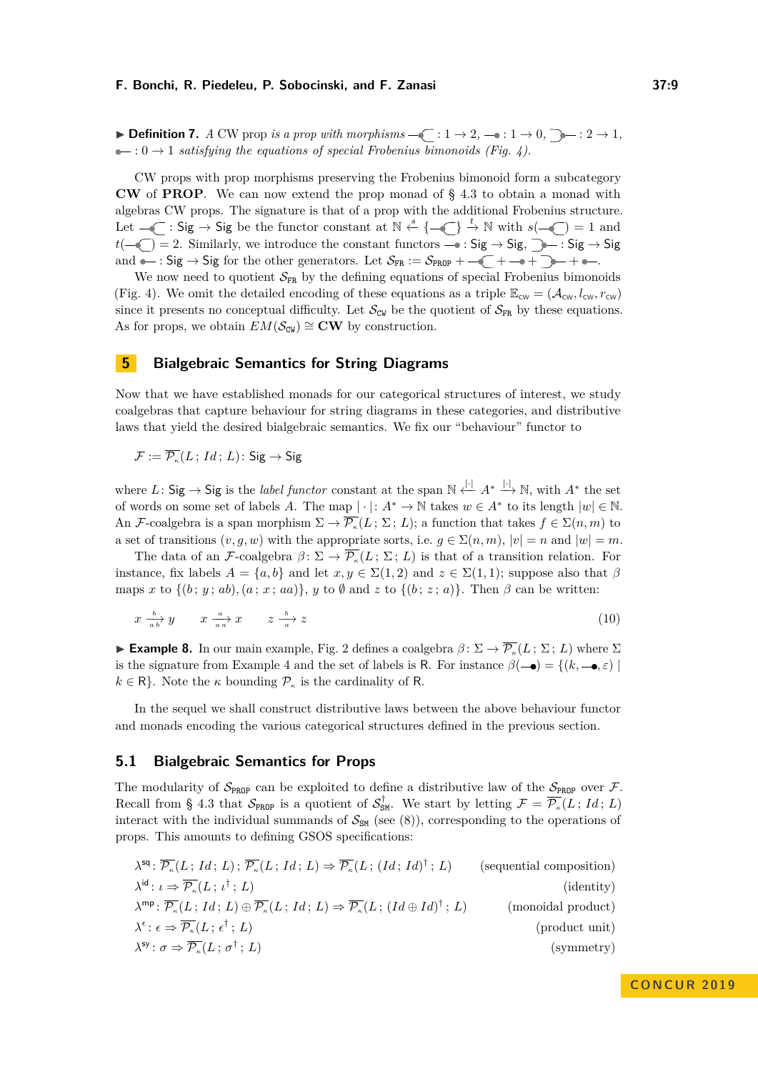▶ **Definition 7.** *A* CW prop *is a prop with morphisms* $-\!\!\bullet\!\!\!\subset : 1 \to 2$, $-\!\!\bullet : 1 \to 0$, $\supset\!\!\!\bullet\!\!- : 2 \to 1$, $\bullet\!\!- : 0 \to 1$ *satisfying the equations of special Frobenius bimonoids (Fig. 4).*

CW props with prop morphisms preserving the Frobenius bimonoid form a subcategory **CW** of **PROP**. We can now extend the prop monad of § 4.3 to obtain a monad with algebras CW props. The signature is that of a prop with the additional Frobenius structure. Let $-\!\!\bullet\!\!\!\subset : \mathsf{Sig} \to \mathsf{Sig}$ be the functor constant at $\mathbb{N} \xleftarrow{s} \{-\!\!\bullet\!\!\!\subset\} \xrightarrow{t} \mathbb{N}$ with $s(-\!\!\bullet\!\!\!\subset) = 1$ and $t(-\!\!\bullet\!\!\!\subset) = 2$. Similarly, we introduce the constant functors $-\!\!\bullet : \mathsf{Sig} \to \mathsf{Sig}$, $\supset\!\!\!\bullet\!\!- : \mathsf{Sig} \to \mathsf{Sig}$ and $\bullet\!\!- : \mathsf{Sig} \to \mathsf{Sig}$ for the other generators. Let $\mathcal{S}_{\mathtt{FR}} := \mathcal{S}_{\mathtt{PROP}} + -\!\!\bullet\!\!\!\subset + -\!\!\bullet + \supset\!\!\!\bullet\!\!- + \bullet\!\!-$.

We now need to quotient $\mathcal{S}_{\mathtt{FR}}$ by the defining equations of special Frobenius bimonoids (Fig. 4). We omit the detailed encoding of these equations as a triple $\mathbb{E}_{\mathtt{CW}} = (\mathcal{A}_{\mathtt{CW}}, l_{\mathtt{CW}}, r_{\mathtt{CW}})$ since it presents no conceptual difficulty. Let $\mathcal{S}_{\mathtt{CW}}$ be the quotient of $\mathcal{S}_{\mathtt{FR}}$ by these equations. As for props, we obtain $EM(\mathcal{S}_{\mathtt{CW}}) \cong \mathbf{CW}$ by construction.

## 5 Bialgebraic Semantics for String Diagrams

Now that we have established monads for our categorical structures of interest, we study coalgebras that capture behaviour for string diagrams in these categories, and distributive laws that yield the desired bialgebraic semantics. We fix our "behaviour" functor to

$$\mathcal{F} := \overline{\mathcal{P}_\kappa}(L\,;\,Id\,;\,L) \colon \mathsf{Sig} \to \mathsf{Sig}$$

where $L\colon \mathsf{Sig} \to \mathsf{Sig}$ is the *label functor* constant at the span $\mathbb{N} \xleftarrow{|\cdot|} A^* \xrightarrow{|\cdot|} \mathbb{N}$, with $A^*$ the set of words on some set of labels $A$. The map $|\cdot|\colon A^* \to \mathbb{N}$ takes $w \in A^*$ to its length $|w| \in \mathbb{N}$. An $\mathcal{F}$-coalgebra is a span morphism $\Sigma \to \overline{\mathcal{P}_\kappa}(L\,;\,\Sigma\,;\,L)$; a function that takes $f \in \Sigma(n,m)$ to a set of transitions $(v,g,w)$ with the appropriate sorts, i.e. $g \in \Sigma(n,m)$, $|v| = n$ and $|w| = m$.

The data of an $\mathcal{F}$-coalgebra $\beta\colon \Sigma \to \overline{\mathcal{P}_\kappa}(L\,;\,\Sigma\,;\,L)$ is that of a transition relation. For instance, fix labels $A = \{a,b\}$ and let $x,y \in \Sigma(1,2)$ and $z \in \Sigma(1,1)$; suppose also that $\beta$ maps $x$ to $\{(b\,;\,y\,;\,ab),(a\,;\,x\,;\,aa)\}$, $y$ to $\emptyset$ and $z$ to $\{(b\,;\,z\,;\,a)\}$. Then $\beta$ can be written:

$$x \xrightarrow[ab]{b} y \qquad x \xrightarrow[aa]{a} x \qquad z \xrightarrow[a]{b} z \tag{10}$$

▶ **Example 8.** In our main example, Fig. 2 defines a coalgebra $\beta\colon \Sigma \to \overline{\mathcal{P}_\kappa}(L\,;\,\Sigma\,;\,L)$ where $\Sigma$ is the signature from Example 4 and the set of labels is $\mathsf{R}$. For instance $\beta(-\!\!\bullet) = \{(k, -\!\!\bullet, \varepsilon) \mid k \in \mathsf{R}\}$. Note the $\kappa$ bounding $\mathcal{P}_\kappa$ is the cardinality of $\mathsf{R}$.

In the sequel we shall construct distributive laws between the above behaviour functor and monads encoding the various categorical structures defined in the previous section.

### 5.1 Bialgebraic Semantics for Props

The modularity of $\mathcal{S}_{\mathtt{PROP}}$ can be exploited to define a distributive law of the $\mathcal{S}_{\mathtt{PROP}}$ over $\mathcal{F}$. Recall from § 4.3 that $\mathcal{S}_{\mathtt{PROP}}$ is a quotient of $\mathcal{S}_{\mathtt{SM}}^\dagger$. We start by letting $\mathcal{F} = \overline{\mathcal{P}_\kappa}(L\,;\,Id\,;\,L)$ interact with the individual summands of $\mathcal{S}_{\mathtt{SM}}$ (see (8)), corresponding to the operations of props. This amounts to defining GSOS specifications:

$$\lambda^{\mathsf{sq}}\colon \overline{\mathcal{P}_\kappa}(L\,;\,Id\,;\,L)\,;\,\overline{\mathcal{P}_\kappa}(L\,;\,Id\,;\,L) \Rightarrow \overline{\mathcal{P}_\kappa}(L\,;\,(Id\,;\,Id)^\dagger\,;\,L) \qquad \text{(sequential composition)}$$

$$\lambda^{\mathsf{id}}\colon \iota \Rightarrow \overline{\mathcal{P}_\kappa}(L\,;\,\iota^\dagger\,;\,L) \qquad \text{(identity)}$$

$$\lambda^{\mathsf{mp}}\colon \overline{\mathcal{P}_\kappa}(L\,;\,Id\,;\,L) \oplus \overline{\mathcal{P}_\kappa}(L\,;\,Id\,;\,L) \Rightarrow \overline{\mathcal{P}_\kappa}(L\,;\,(Id \oplus Id)^\dagger\,;\,L) \qquad \text{(monoidal product)}$$

$$\lambda^{\epsilon}\colon \epsilon \Rightarrow \overline{\mathcal{P}_\kappa}(L\,;\,\epsilon^\dagger\,;\,L) \qquad \text{(product unit)}$$

$$\lambda^{\mathsf{sy}}\colon \sigma \Rightarrow \overline{\mathcal{P}_\kappa}(L\,;\,\sigma^\dagger\,;\,L) \qquad \text{(symmetry)}$$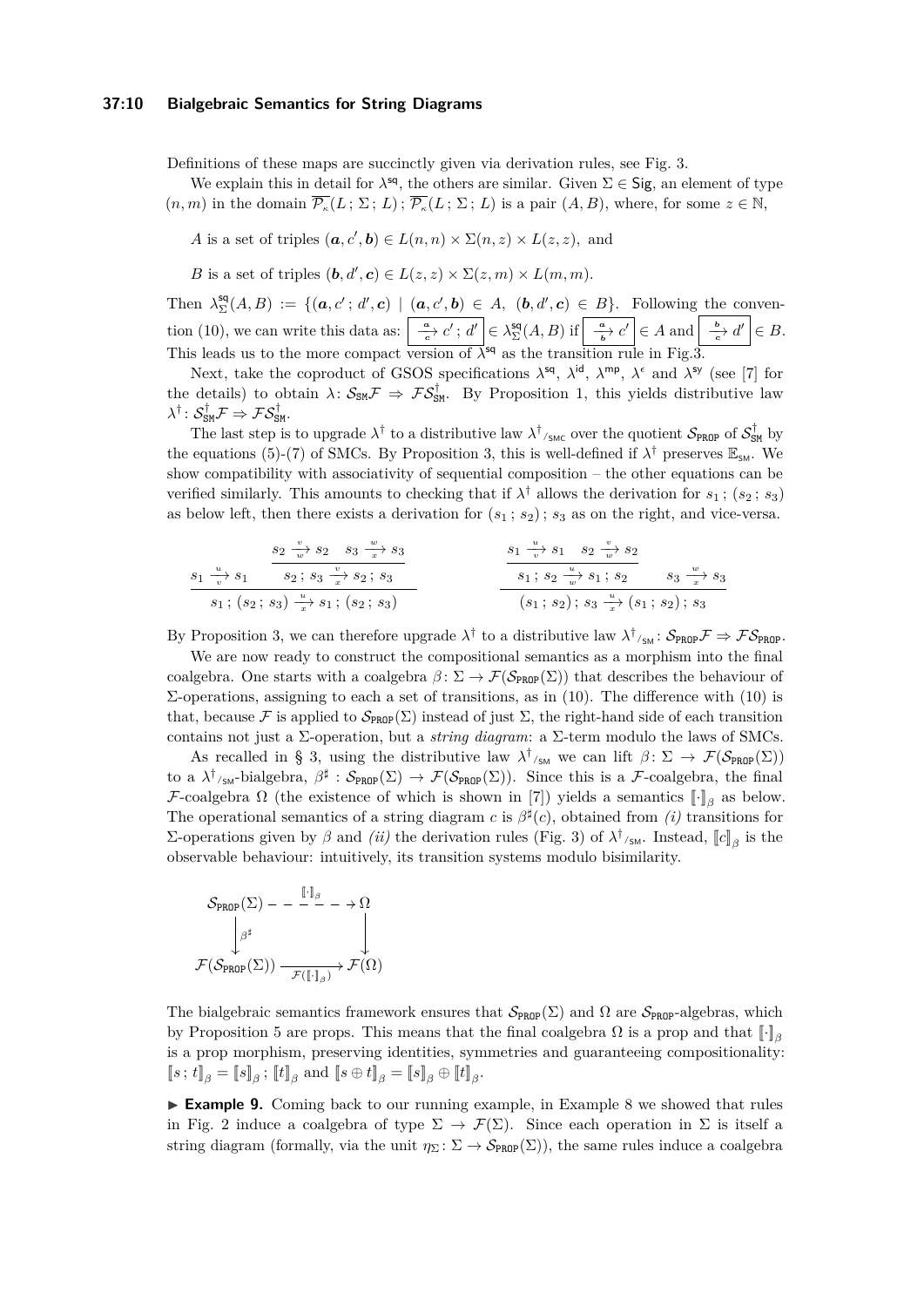Definitions of these maps are succinctly given via derivation rules, see Fig. 3.

We explain this in detail for $\lambda^{\mathsf{sq}}$, the others are similar. Given $\Sigma \in \mathsf{Sig}$, an element of type $(n,m)$ in the domain $\overline{\mathcal{P}_\kappa}(L\,;\,\Sigma\,;\,L)\,;\,\overline{\mathcal{P}_\kappa}(L\,;\,\Sigma\,;\,L)$ is a pair $(A,B)$, where, for some $z \in \mathbb{N}$,

$A$ is a set of triples $(\boldsymbol{a}, c', \boldsymbol{b}) \in L(n,n) \times \Sigma(n,z) \times L(z,z)$, and

$B$ is a set of triples $(\boldsymbol{b}, d', \boldsymbol{c}) \in L(z,z) \times \Sigma(z,m) \times L(m,m)$.

Then $\lambda^{\mathsf{sq}}_\Sigma(A,B) := \{(\boldsymbol{a}, c'\,;\,d', \boldsymbol{c}) \mid (\boldsymbol{a}, c', \boldsymbol{b}) \in A,\ (\boldsymbol{b}, d', \boldsymbol{c}) \in B\}$. Following the convention (10), we can write this data as: $\boxed{\xrightarrow[\boldsymbol{c}]{\boldsymbol{a}} c'\,;\,d'} \in \lambda^{\mathsf{sq}}_\Sigma(A,B)$ if $\boxed{\xrightarrow[\boldsymbol{b}]{\boldsymbol{a}} c'} \in A$ and $\boxed{\xrightarrow[\boldsymbol{c}]{\boldsymbol{b}} d'} \in B$. This leads us to the more compact version of $\lambda^{\mathsf{sq}}$ as the transition rule in Fig.3.

Next, take the coproduct of GSOS specifications $\lambda^{\mathsf{sq}}$, $\lambda^{\mathsf{id}}$, $\lambda^{\mathsf{mp}}$, $\lambda^{\epsilon}$ and $\lambda^{\mathsf{sy}}$ (see [7] for the details) to obtain $\lambda\colon \mathcal{S}_{\mathsf{SM}}\mathcal{F} \Rightarrow \mathcal{F}\mathcal{S}^{\dagger}_{\mathsf{SM}}$. By Proposition 1, this yields distributive law $\lambda^{\dagger}\colon \mathcal{S}^{\dagger}_{\mathsf{SM}}\mathcal{F} \Rightarrow \mathcal{F}\mathcal{S}^{\dagger}_{\mathsf{SM}}$.

The last step is to upgrade $\lambda^{\dagger}$ to a distributive law $\lambda^{\dagger}{}_{/\mathsf{SMC}}$ over the quotient $\mathcal{S}_{\mathsf{PROP}}$ of $\mathcal{S}^{\dagger}_{\mathsf{SM}}$ by the equations (5)-(7) of SMCs. By Proposition 3, this is well-defined if $\lambda^{\dagger}$ preserves $\mathbb{E}_{\mathsf{SM}}$. We show compatibility with associativity of sequential composition – the other equations can be verified similarly. This amounts to checking that if $\lambda^{\dagger}$ allows the derivation for $s_1\,;\,(s_2\,;\,s_3)$ as below left, then there exists a derivation for $(s_1\,;\,s_2)\,;\,s_3$ as on the right, and vice-versa.

$$
\frac{s_1 \xrightarrow[v]{u} s_1 \qquad \dfrac{s_2 \xrightarrow[w]{v} s_2 \quad s_3 \xrightarrow[x]{w} s_3}{s_2\,;\,s_3 \xrightarrow[x]{v} s_2\,;\,s_3}}{s_1\,;\,(s_2\,;\,s_3) \xrightarrow[x]{u} s_1\,;\,(s_2\,;\,s_3)}
\qquad\qquad
\frac{\dfrac{s_1 \xrightarrow[v]{u} s_1 \quad s_2 \xrightarrow[w]{v} s_2}{s_1\,;\,s_2 \xrightarrow[w]{u} s_1\,;\,s_2} \qquad s_3 \xrightarrow[x]{w} s_3}{(s_1\,;\,s_2)\,;\,s_3 \xrightarrow[x]{u} (s_1\,;\,s_2)\,;\,s_3}
$$

By Proposition 3, we can therefore upgrade $\lambda^{\dagger}$ to a distributive law $\lambda^{\dagger}{}_{/\mathsf{SM}}\colon \mathcal{S}_{\mathsf{PROP}}\mathcal{F} \Rightarrow \mathcal{F}\mathcal{S}_{\mathsf{PROP}}$.

We are now ready to construct the compositional semantics as a morphism into the final coalgebra. One starts with a coalgebra $\beta\colon \Sigma \to \mathcal{F}(\mathcal{S}_{\mathsf{PROP}}(\Sigma))$ that describes the behaviour of $\Sigma$-operations, assigning to each a set of transitions, as in (10). The difference with (10) is that, because $\mathcal{F}$ is applied to $\mathcal{S}_{\mathsf{PROP}}(\Sigma)$ instead of just $\Sigma$, the right-hand side of each transition contains not just a $\Sigma$-operation, but a *string diagram*: a $\Sigma$-term modulo the laws of SMCs.

As recalled in § 3, using the distributive law $\lambda^{\dagger}{}_{/\mathsf{SM}}$ we can lift $\beta\colon \Sigma \to \mathcal{F}(\mathcal{S}_{\mathsf{PROP}}(\Sigma))$ to a $\lambda^{\dagger}{}_{/\mathsf{SM}}$-bialgebra, $\beta^{\sharp}\colon \mathcal{S}_{\mathsf{PROP}}(\Sigma) \to \mathcal{F}(\mathcal{S}_{\mathsf{PROP}}(\Sigma))$. Since this is a $\mathcal{F}$-coalgebra, the final $\mathcal{F}$-coalgebra $\Omega$ (the existence of which is shown in [7]) yields a semantics $[\![\cdot]\!]_\beta$ as below. The operational semantics of a string diagram $c$ is $\beta^{\sharp}(c)$, obtained from *(i)* transitions for $\Sigma$-operations given by $\beta$ and *(ii)* the derivation rules (Fig. 3) of $\lambda^{\dagger}{}_{/\mathsf{SM}}$. Instead, $[\![c]\!]_\beta$ is the observable behaviour: intuitively, its transition systems modulo bisimilarity.

$$
\begin{array}{ccc}
\mathcal{S}_{\mathsf{PROP}}(\Sigma) & \overset{[\![\cdot]\!]_\beta}{\dashrightarrow} & \Omega \\
\big\downarrow{\scriptstyle \beta^{\sharp}} & & \big\downarrow \\
\mathcal{F}(\mathcal{S}_{\mathsf{PROP}}(\Sigma)) & \xrightarrow[\mathcal{F}([\![\cdot]\!]_\beta)]{} & \mathcal{F}(\Omega)
\end{array}
$$

The bialgebraic semantics framework ensures that $\mathcal{S}_{\mathsf{PROP}}(\Sigma)$ and $\Omega$ are $\mathcal{S}_{\mathsf{PROP}}$-algebras, which by Proposition 5 are props. This means that the final coalgebra $\Omega$ is a prop and that $[\![\cdot]\!]_\beta$ is a prop morphism, preserving identities, symmetries and guaranteeing compositionality: $[\![s\,;\,t]\!]_\beta = [\![s]\!]_\beta\,;\,[\![t]\!]_\beta$ and $[\![s \oplus t]\!]_\beta = [\![s]\!]_\beta \oplus [\![t]\!]_\beta$.

► **Example 9.** Coming back to our running example, in Example 8 we showed that rules in Fig. 2 induce a coalgebra of type $\Sigma \to \mathcal{F}(\Sigma)$. Since each operation in $\Sigma$ is itself a string diagram (formally, via the unit $\eta_\Sigma\colon \Sigma \to \mathcal{S}_{\mathsf{PROP}}(\Sigma)$), the same rules induce a coalgebra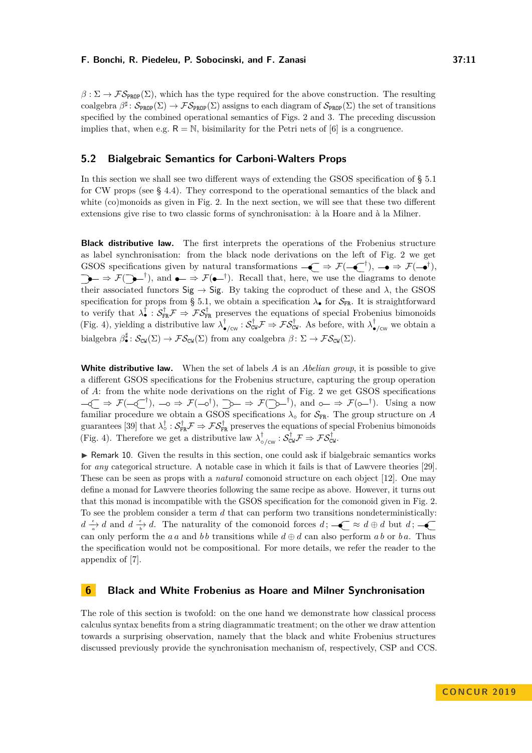$\beta : \Sigma \to \mathcal{F}\mathcal{S}_{\mathtt{PROP}}(\Sigma)$, which has the type required for the above construction. The resulting coalgebra $\beta^\sharp : \mathcal{S}_{\mathtt{PROP}}(\Sigma) \to \mathcal{F}\mathcal{S}_{\mathtt{PROP}}(\Sigma)$ assigns to each diagram of $\mathcal{S}_{\mathtt{PROP}}(\Sigma)$ the set of transitions specified by the combined operational semantics of Figs. 2 and 3. The preceding discussion implies that, when e.g. $\mathsf{R} = \mathbb{N}$, bisimilarity for the Petri nets of [6] is a congruence.

## 5.2 Bialgebraic Semantics for Carboni-Walters Props

In this section we shall see two different ways of extending the GSOS specification of § 5.1 for CW props (see § 4.4). They correspond to the operational semantics of the black and white (co)monoids as given in Fig. 2. In the next section, we will see that these two different extensions give rise to two classic forms of synchronisation: à la Hoare and à la Milner.

**Black distributive law.** The first interprets the operations of the Frobenius structure as label synchronisation: from the black node derivations on the left of Fig. 2 we get GSOS specifications given by natural transformations $-\!\!\bullet\!\!\!<\ \Rightarrow \mathcal{F}(-\!\!\bullet\!\!\!<^{\dagger})$, $-\!\!\bullet \Rightarrow \mathcal{F}(-\!\!\bullet^{\dagger})$, $>\!\!\bullet\!\!- \Rightarrow \mathcal{F}(>\!\!\bullet\!\!-^{\dagger})$, and $\bullet\!\!- \Rightarrow \mathcal{F}(\bullet\!\!-^{\dagger})$. Recall that, here, we use the diagrams to denote their associated functors $\mathsf{Sig} \to \mathsf{Sig}$. By taking the coproduct of these and $\lambda$, the GSOS specification for props from § 5.1, we obtain a specification $\lambda_\bullet$ for $\mathcal{S}_{\mathtt{FR}}$. It is straightforward to verify that $\lambda_\bullet^\dagger : \mathcal{S}_{\mathtt{FR}}^\dagger \mathcal{F} \Rightarrow \mathcal{F}\mathcal{S}_{\mathtt{FR}}^\dagger$ preserves the equations of special Frobenius bimonoids (Fig. 4), yielding a distributive law $\lambda^\dagger_{\bullet/\mathtt{CW}} : \mathcal{S}^\dagger_{\mathtt{CW}}\mathcal{F} \Rightarrow \mathcal{F}\mathcal{S}^\dagger_{\mathtt{CW}}$. As before, with $\lambda^\dagger_{\bullet/\mathtt{CW}}$ we obtain a bialgebra $\beta_\bullet^\sharp : \mathcal{S}_{\mathtt{CW}}(\Sigma) \to \mathcal{F}\mathcal{S}_{\mathtt{CW}}(\Sigma)$ from any coalgebra $\beta : \Sigma \to \mathcal{F}\mathcal{S}_{\mathtt{CW}}(\Sigma)$.

**White distributive law.** When the set of labels $A$ is an *Abelian group*, it is possible to give a different GSOS specifications for the Frobenius structure, capturing the group operation of $A$: from the white node derivations on the right of Fig. 2 we get GSOS specifications $-\!\!\circ\!\!\!<\ \Rightarrow \mathcal{F}(-\!\!\circ\!\!\!<^{\dagger})$, $-\!\!\circ \Rightarrow \mathcal{F}(-\!\!\circ^{\dagger})$, $>\!\!\circ\!\!- \Rightarrow \mathcal{F}(>\!\!\circ\!\!-^{\dagger})$, and $\circ\!\!- \Rightarrow \mathcal{F}(\circ\!\!-^{\dagger})$. Using a now familiar procedure we obtain a GSOS specifications $\lambda_\circ$ for $\mathcal{S}_{\mathtt{FR}}$. The group structure on $A$ guarantees [39] that $\lambda_\circ^\dagger : \mathcal{S}_{\mathtt{FR}}^\dagger \mathcal{F} \Rightarrow \mathcal{F}\mathcal{S}_{\mathtt{FR}}^\dagger$ preserves the equations of special Frobenius bimonoids (Fig. 4). Therefore we get a distributive law $\lambda^\dagger_{\circ/\mathtt{CW}} : \mathcal{S}^\dagger_{\mathtt{CW}}\mathcal{F} \Rightarrow \mathcal{F}\mathcal{S}^\dagger_{\mathtt{CW}}$.

▶ Remark 10. Given the results in this section, one could ask if bialgebraic semantics works for *any* categorical structure. A notable case in which it fails is that of Lawvere theories [29]. These can be seen as props with a *natural* comonoid structure on each object [12]. One may define a monad for Lawvere theories following the same recipe as above. However, it turns out that this monad is incompatible with the GSOS specification for the comonoid given in Fig. 2. To see the problem consider a term $d$ that can perform two transitions nondeterministically: $d \xrightarrow[a]{\epsilon} d$ and $d \xrightarrow[b]{\epsilon} d$. The naturality of the comonoid forces $d ; -\!\!\bullet\!\!\!< \ \approx d \oplus d$ but $d ; -\!\!\bullet\!\!\!<$ can only perform the $a\,a$ and $b\,b$ transitions while $d \oplus d$ can also perform $a\,b$ or $b\,a$. Thus the specification would not be compositional. For more details, we refer the reader to the appendix of [7].

# 6 Black and White Frobenius as Hoare and Milner Synchronisation

The role of this section is twofold: on the one hand we demonstrate how classical process calculus syntax benefits from a string diagrammatic treatment; on the other we draw attention towards a surprising observation, namely that the black and white Frobenius structures discussed previously provide the synchronisation mechanism of, respectively, CSP and CCS.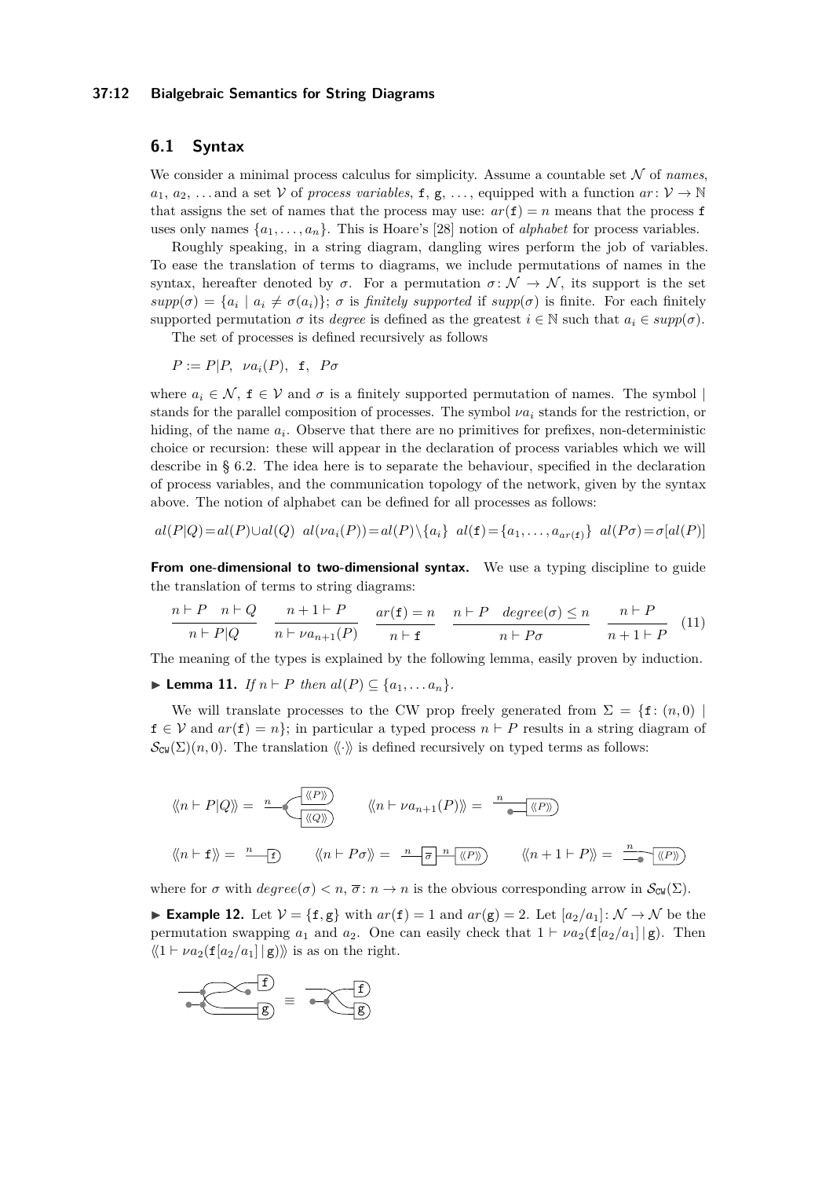## 6.1 Syntax

We consider a minimal process calculus for simplicity. Assume a countable set $\mathcal{N}$ of *names*, $a_1$, $a_2$, ... and a set $\mathcal{V}$ of *process variables*, $\mathtt{f}$, $\mathtt{g}$, ..., equipped with a function $ar\colon \mathcal{V} \to \mathbb{N}$ that assigns the set of names that the process may use: $ar(\mathtt{f}) = n$ means that the process $\mathtt{f}$ uses only names $\{a_1, \ldots, a_n\}$. This is Hoare's [28] notion of *alphabet* for process variables.

Roughly speaking, in a string diagram, dangling wires perform the job of variables. To ease the translation of terms to diagrams, we include permutations of names in the syntax, hereafter denoted by $\sigma$. For a permutation $\sigma\colon \mathcal{N} \to \mathcal{N}$, its support is the set $supp(\sigma) = \{a_i \mid a_i \neq \sigma(a_i)\}$; $\sigma$ is *finitely supported* if $supp(\sigma)$ is finite. For each finitely supported permutation $\sigma$ its *degree* is defined as the greatest $i \in \mathbb{N}$ such that $a_i \in supp(\sigma)$.

The set of processes is defined recursively as follows

$$P := P|P, \;\; \nu a_i(P), \;\; \mathtt{f}, \;\; P\sigma$$

where $a_i \in \mathcal{N}$, $\mathtt{f} \in \mathcal{V}$ and $\sigma$ is a finitely supported permutation of names. The symbol $|$ stands for the parallel composition of processes. The symbol $\nu a_i$ stands for the restriction, or hiding, of the name $a_i$. Observe that there are no primitives for prefixes, non-deterministic choice or recursion: these will appear in the declaration of process variables which we will describe in § 6.2. The idea here is to separate the behaviour, specified in the declaration of process variables, and the communication topology of the network, given by the syntax above. The notion of alphabet can be defined for all processes as follows:

$$al(P|Q) = al(P) \cup al(Q) \quad al(\nu a_i(P)) = al(P) \setminus \{a_i\} \quad al(\mathtt{f}) = \{a_1, \ldots, a_{ar(\mathtt{f})}\} \quad al(P\sigma) = \sigma[al(P)]$$

**From one-dimensional to two-dimensional syntax.** We use a typing discipline to guide the translation of terms to string diagrams:

$$\frac{n \vdash P \quad n \vdash Q}{n \vdash P|Q} \qquad \frac{n+1 \vdash P}{n \vdash \nu a_{n+1}(P)} \qquad \frac{ar(\mathtt{f}) = n}{n \vdash \mathtt{f}} \qquad \frac{n \vdash P \quad degree(\sigma) \leq n}{n \vdash P\sigma} \qquad \frac{n \vdash P}{n+1 \vdash P} \tag{11}$$

The meaning of the types is explained by the following lemma, easily proven by induction.

▶ **Lemma 11.** *If $n \vdash P$ then $al(P) \subseteq \{a_1, \ldots a_n\}$.*

We will translate processes to the CW prop freely generated from $\Sigma = \{\mathtt{f}\colon (n, 0) \mid \mathtt{f} \in \mathcal{V}$ and $ar(\mathtt{f}) = n\}$; in particular a typed process $n \vdash P$ results in a string diagram of $\mathcal{S}_{\mathtt{CW}}(\Sigma)(n, 0)$. The translation $\langle\!\langle \cdot \rangle\!\rangle$ is defined recursively on typed terms as follows:

$\langle\!\langle n \vdash P|Q \rangle\!\rangle =$ [diagram: wire $n$ splitting into $\langle\!\langle P \rangle\!\rangle$ and $\langle\!\langle Q \rangle\!\rangle$] $\qquad \langle\!\langle n \vdash \nu a_{n+1}(P) \rangle\!\rangle =$ [diagram: wire $n$ and a new wire from a dot into $\langle\!\langle P \rangle\!\rangle$]

$\langle\!\langle n \vdash \mathtt{f} \rangle\!\rangle =$ [diagram: wire $n$ into $\mathtt{f}$] $\qquad \langle\!\langle n \vdash P\sigma \rangle\!\rangle =$ [diagram: wire $n$ into $\overline{\sigma}$, then wire $n$ into $\langle\!\langle P \rangle\!\rangle$] $\qquad \langle\!\langle n+1 \vdash P \rangle\!\rangle =$ [diagram: wire $n$ into $\langle\!\langle P \rangle\!\rangle$, extra wire ending in a dot]

where for $\sigma$ with $degree(\sigma) < n$, $\overline{\sigma}\colon n \to n$ is the obvious corresponding arrow in $\mathcal{S}_{\mathtt{CW}}(\Sigma)$.

▶ **Example 12.** Let $\mathcal{V} = \{\mathtt{f}, \mathtt{g}\}$ with $ar(\mathtt{f}) = 1$ and $ar(\mathtt{g}) = 2$. Let $[a_2/a_1]\colon \mathcal{N} \to \mathcal{N}$ be the permutation swapping $a_1$ and $a_2$. One can easily check that $1 \vdash \nu a_2(\mathtt{f}[a_2/a_1] \,|\, \mathtt{g})$. Then $\langle\!\langle 1 \vdash \nu a_2(\mathtt{f}[a_2/a_1] \,|\, \mathtt{g}) \rangle\!\rangle$ is as on the right.

[diagram: string diagram with boxes $\mathtt{f}$ and $\mathtt{g}$] $\equiv$ [diagram: simplified string diagram with boxes $\mathtt{f}$ and $\mathtt{g}$]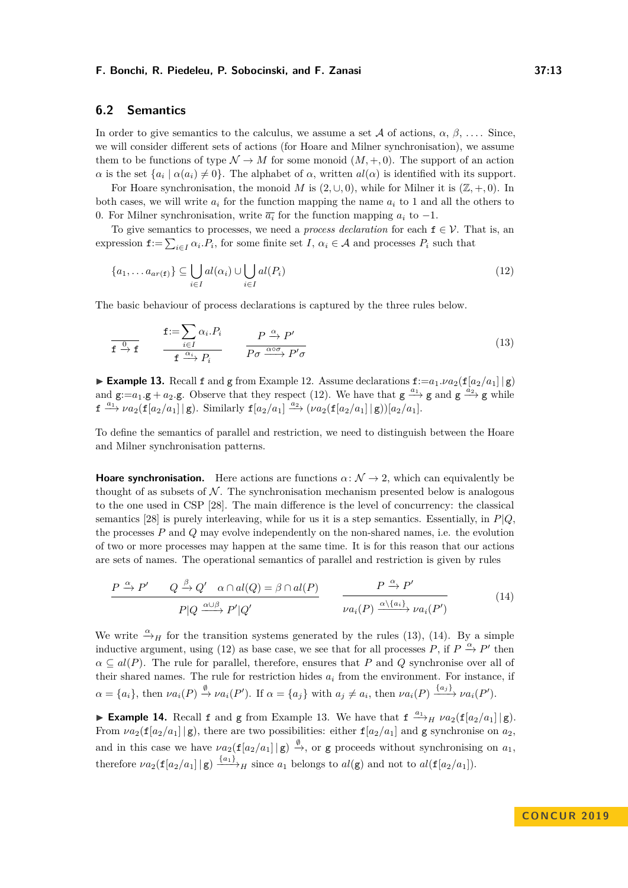## 6.2 Semantics

In order to give semantics to the calculus, we assume a set $\mathcal{A}$ of actions, $\alpha$, $\beta$, .... Since, we will consider different sets of actions (for Hoare and Milner synchronisation), we assume them to be functions of type $\mathcal{N} \to M$ for some monoid $(M, +, 0)$. The support of an action $\alpha$ is the set $\{a_i \mid \alpha(a_i) \neq 0\}$. The alphabet of $\alpha$, written $al(\alpha)$ is identified with its support.

For Hoare synchronisation, the monoid $M$ is $(2, \cup, 0)$, while for Milner it is $(\mathbb{Z}, +, 0)$. In both cases, we will write $a_i$ for the function mapping the name $a_i$ to 1 and all the others to 0. For Milner synchronisation, write $\overline{a_i}$ for the function mapping $a_i$ to $-1$.

To give semantics to processes, we need a *process declaration* for each $\mathtt{f} \in \mathcal{V}$. That is, an expression $\mathtt{f} := \sum_{i \in I} \alpha_i . P_i$, for some finite set $I$, $\alpha_i \in \mathcal{A}$ and processes $P_i$ such that

$$\{a_1, \ldots a_{ar(\mathtt{f})}\} \subseteq \bigcup_{i \in I} al(\alpha_i) \cup \bigcup_{i \in I} al(P_i) \tag{12}$$

The basic behaviour of process declarations is captured by the three rules below.

$$\frac{}{\mathtt{f} \xrightarrow{0} \mathtt{f}} \qquad \frac{\mathtt{f} := \sum_{i \in I} \alpha_i . P_i}{\mathtt{f} \xrightarrow{\alpha_i} P_i} \qquad \frac{P \xrightarrow{\alpha} P'}{P\sigma \xrightarrow{\alpha \circ \sigma} P'\sigma} \tag{13}$$

▶ **Example 13.** Recall $\mathtt{f}$ and $\mathtt{g}$ from Example 12. Assume declarations $\mathtt{f} := a_1 . \nu a_2(\mathtt{f}[a_2/a_1] \,|\, \mathtt{g})$ and $\mathtt{g} := a_1 . \mathtt{g} + a_2 . \mathtt{g}$. Observe that they respect (12). We have that $\mathtt{g} \xrightarrow{a_1} \mathtt{g}$ and $\mathtt{g} \xrightarrow{a_2} \mathtt{g}$ while $\mathtt{f} \xrightarrow{a_1} \nu a_2(\mathtt{f}[a_2/a_1] \,|\, \mathtt{g})$. Similarly $\mathtt{f}[a_2/a_1] \xrightarrow{a_2} (\nu a_2(\mathtt{f}[a_2/a_1] \,|\, \mathtt{g}))[a_2/a_1]$.

To define the semantics of parallel and restriction, we need to distinguish between the Hoare and Milner synchronisation patterns.

**Hoare synchronisation.** Here actions are functions $\alpha \colon \mathcal{N} \to 2$, which can equivalently be thought of as subsets of $\mathcal{N}$. The synchronisation mechanism presented below is analogous to the one used in CSP [28]. The main difference is the level of concurrency: the classical semantics [28] is purely interleaving, while for us it is a step semantics. Essentially, in $P|Q$, the processes $P$ and $Q$ may evolve independently on the non-shared names, i.e. the evolution of two or more processes may happen at the same time. It is for this reason that our actions are sets of names. The operational semantics of parallel and restriction is given by rules

$$\frac{P \xrightarrow{\alpha} P' \qquad Q \xrightarrow{\beta} Q' \quad \alpha \cap al(Q) = \beta \cap al(P)}{P|Q \xrightarrow{\alpha \cup \beta} P'|Q'} \qquad \frac{P \xrightarrow{\alpha} P'}{\nu a_i(P) \xrightarrow{\alpha \setminus \{a_i\}} \nu a_i(P')} \tag{14}$$

We write $\xrightarrow{\alpha}_H$ for the transition systems generated by the rules (13), (14). By a simple inductive argument, using (12) as base case, we see that for all processes $P$, if $P \xrightarrow{\alpha} P'$ then $\alpha \subseteq al(P)$. The rule for parallel, therefore, ensures that $P$ and $Q$ synchronise over all of their shared names. The rule for restriction hides $a_i$ from the environment. For instance, if $\alpha = \{a_i\}$, then $\nu a_i(P) \xrightarrow{\emptyset} \nu a_i(P')$. If $\alpha = \{a_j\}$ with $a_j \neq a_i$, then $\nu a_i(P) \xrightarrow{\{a_j\}} \nu a_i(P')$.

▶ **Example 14.** Recall $\mathtt{f}$ and $\mathtt{g}$ from Example 13. We have that $\mathtt{f} \xrightarrow{a_1}_H \nu a_2(\mathtt{f}[a_2/a_1] \,|\, \mathtt{g})$. From $\nu a_2(\mathtt{f}[a_2/a_1] \,|\, \mathtt{g})$, there are two possibilities: either $\mathtt{f}[a_2/a_1]$ and $\mathtt{g}$ synchronise on $a_2$, and in this case we have $\nu a_2(\mathtt{f}[a_2/a_1] \,|\, \mathtt{g}) \xrightarrow{\emptyset}$, or $\mathtt{g}$ proceeds without synchronising on $a_1$, therefore $\nu a_2(\mathtt{f}[a_2/a_1] \,|\, \mathtt{g}) \xrightarrow{\{a_1\}}_H$ since $a_1$ belongs to $al(\mathtt{g})$ and not to $al(\mathtt{f}[a_2/a_1])$.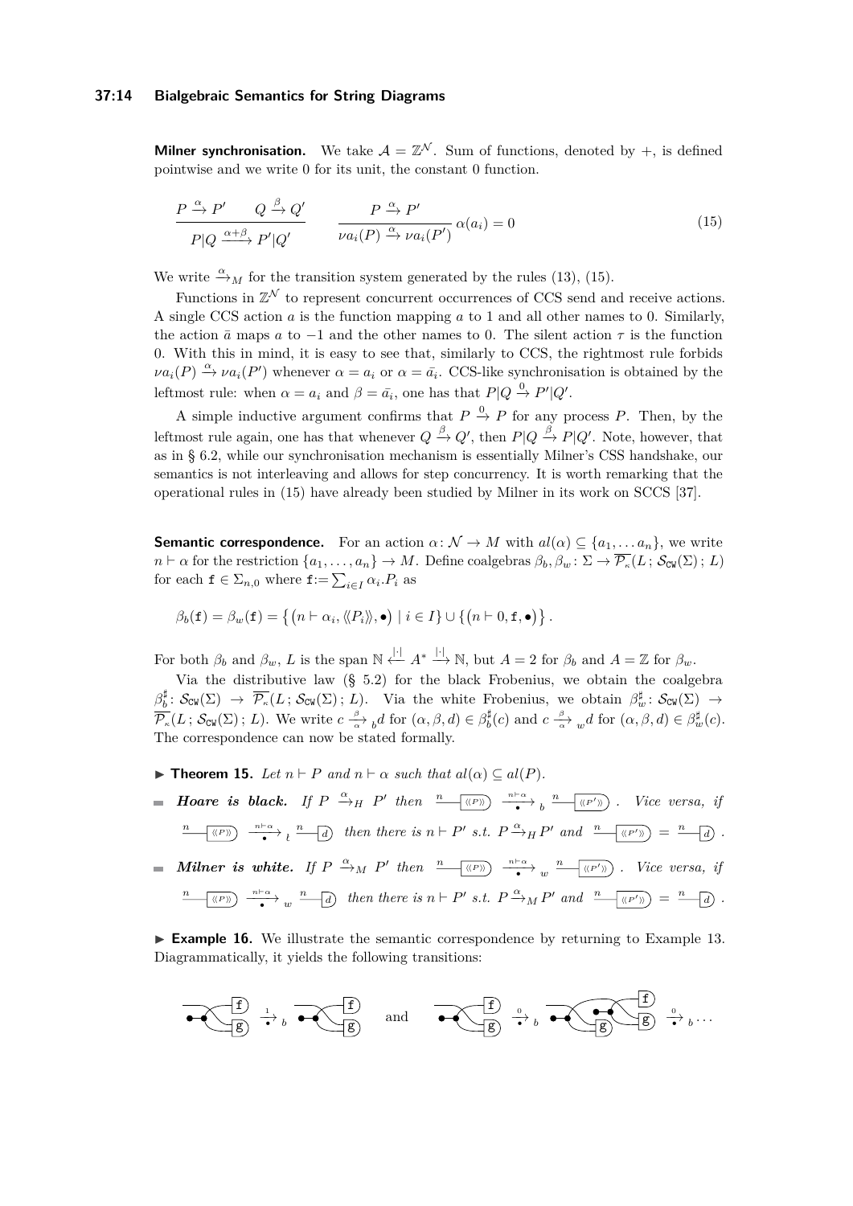**Milner synchronisation.** We take $\mathcal{A} = \mathbb{Z}^{\mathcal{N}}$. Sum of functions, denoted by $+$, is defined pointwise and we write 0 for its unit, the constant 0 function.

$$\frac{P \xrightarrow{\alpha} P' \qquad Q \xrightarrow{\beta} Q'}{P|Q \xrightarrow{\alpha+\beta} P'|Q'} \qquad \frac{P \xrightarrow{\alpha} P'}{\nu a_i(P) \xrightarrow{\alpha} \nu a_i(P')} \, \alpha(a_i) = 0 \tag{15}$$

We write $\xrightarrow{\alpha}_M$ for the transition system generated by the rules (13), (15).

Functions in $\mathbb{Z}^{\mathcal{N}}$ to represent concurrent occurrences of CCS send and receive actions. A single CCS action $a$ is the function mapping $a$ to 1 and all other names to 0. Similarly, the action $\bar{a}$ maps $a$ to $-1$ and the other names to 0. The silent action $\tau$ is the function 0. With this in mind, it is easy to see that, similarly to CCS, the rightmost rule forbids $\nu a_i(P) \xrightarrow{\alpha} \nu a_i(P')$ whenever $\alpha = a_i$ or $\alpha = \bar{a}_i$. CCS-like synchronisation is obtained by the leftmost rule: when $\alpha = a_i$ and $\beta = \bar{a}_i$, one has that $P|Q \xrightarrow{0} P'|Q'$.

A simple inductive argument confirms that $P \xrightarrow{0} P$ for any process $P$. Then, by the leftmost rule again, one has that whenever $Q \xrightarrow{\beta} Q'$, then $P|Q \xrightarrow{\beta} P|Q'$. Note, however, that as in § 6.2, while our synchronisation mechanism is essentially Milner's CSS handshake, our semantics is not interleaving and allows for step concurrency. It is worth remarking that the operational rules in (15) have already been studied by Milner in its work on SCCS [37].

**Semantic correspondence.** For an action $\alpha\colon \mathcal{N} \to M$ with $al(\alpha) \subseteq \{a_1, \ldots a_n\}$, we write $n \vdash \alpha$ for the restriction $\{a_1, \ldots, a_n\} \to M$. Define coalgebras $\beta_b, \beta_w \colon \Sigma \to \overline{\mathcal{P}_\kappa}(L\,;\mathcal{S}_{\mathtt{CW}}(\Sigma)\,;L)$ for each $\mathtt{f} \in \Sigma_{n,0}$ where $\mathtt{f} := \sum_I \alpha_i.P_i$ as

$$\beta_b(\mathtt{f}) = \beta_w(\mathtt{f}) = \left\{ \left(n \vdash \alpha_i, \langle\!\langle P_i \rangle\!\rangle, \bullet\right) \mid i \in I \right\} \cup \left\{ \left(n \vdash 0, \mathtt{f}, \bullet\right) \right\}.$$

For both $\beta_b$ and $\beta_w$, $L$ is the span $\mathbb{N} \xleftarrow{|\cdot|} A^* \xrightarrow{|\cdot|} \mathbb{N}$, but $A = 2$ for $\beta_b$ and $A = \mathbb{Z}$ for $\beta_w$.

Via the distributive law (§ 5.2) for the black Frobenius, we obtain the coalgebra $\beta_b^\sharp\colon \mathcal{S}_{\mathtt{CW}}(\Sigma) \to \overline{\mathcal{P}_\kappa}(L\,;\mathcal{S}_{\mathtt{CW}}(\Sigma)\,;L)$. Via the white Frobenius, we obtain $\beta_w^\sharp\colon \mathcal{S}_{\mathtt{CW}}(\Sigma) \to \overline{\mathcal{P}_\kappa}(L\,;\mathcal{S}_{\mathtt{CW}}(\Sigma)\,;L)$. We write $c \xrightarrow[\alpha]{\beta}{}_b d$ for $(\alpha, \beta, d) \in \beta_b^\sharp(c)$ and $c \xrightarrow[\alpha]{\beta}{}_w d$ for $(\alpha, \beta, d) \in \beta_w^\sharp(c)$. The correspondence can now be stated formally.

▶ **Theorem 15.** *Let $n \vdash P$ and $n \vdash \alpha$ such that $al(\alpha) \subseteq al(P)$.*

- ***Hoare is black.*** *If $P \xrightarrow{\alpha}_H P'$ then $\xrightarrow{n} \boxed{\langle\!\langle P \rangle\!\rangle} \xrightarrow[\bullet]{n\vdash\alpha}{}_b \xrightarrow{n} \boxed{\langle\!\langle P' \rangle\!\rangle}$. Vice versa, if $\xrightarrow{n} \boxed{\langle\!\langle P \rangle\!\rangle} \xrightarrow[\bullet]{n\vdash\alpha}{}_t \xrightarrow{n} \boxed{d}$ then there is $n \vdash P'$ s.t. $P \xrightarrow{\alpha}_H P'$ and $\xrightarrow{n} \boxed{\langle\!\langle P' \rangle\!\rangle} = \xrightarrow{n} \boxed{d}$.*
- ***Milner is white.*** *If $P \xrightarrow{\alpha}_M P'$ then $\xrightarrow{n} \boxed{\langle\!\langle P \rangle\!\rangle} \xrightarrow[\bullet]{n\vdash\alpha}{}_w \xrightarrow{n} \boxed{\langle\!\langle P' \rangle\!\rangle}$. Vice versa, if $\xrightarrow{n} \boxed{\langle\!\langle P \rangle\!\rangle} \xrightarrow[\bullet]{n\vdash\alpha}{}_w \xrightarrow{n} \boxed{d}$ then there is $n \vdash P'$ s.t. $P \xrightarrow{\alpha}_M P'$ and $\xrightarrow{n} \boxed{\langle\!\langle P' \rangle\!\rangle} = \xrightarrow{n} \boxed{d}$.*

▶ **Example 16.** We illustrate the semantic correspondence by returning to Example 13. Diagrammatically, it yields the following transitions:

[diagram] $\xrightarrow[\bullet]{1}{}_b$ [diagram] and [diagram] $\xrightarrow[\bullet]{0}{}_b$ [diagram] $\xrightarrow[\bullet]{0}{}_b \cdots$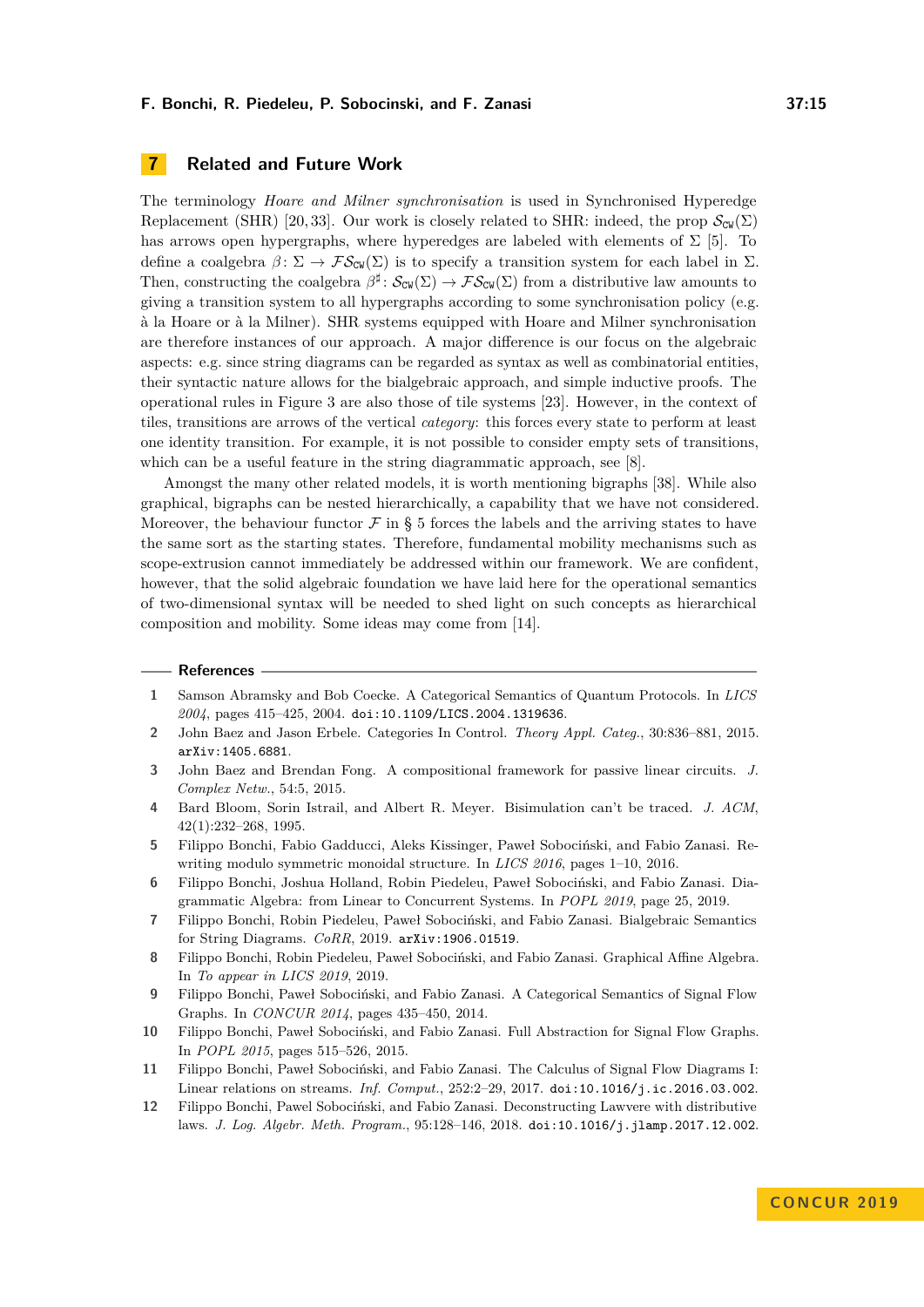## 7 Related and Future Work

The terminology *Hoare and Milner synchronisation* is used in Synchronised Hyperedge Replacement (SHR) [20, 33]. Our work is closely related to SHR: indeed, the prop $\mathcal{S}_{\mathtt{CW}}(\Sigma)$ has arrows open hypergraphs, where hyperedges are labeled with elements of $\Sigma$ [5]. To define a coalgebra $\beta\colon \Sigma \to \mathcal{F}\mathcal{S}_{\mathtt{CW}}(\Sigma)$ is to specify a transition system for each label in $\Sigma$. Then, constructing the coalgebra $\beta^\sharp\colon \mathcal{S}_{\mathtt{CW}}(\Sigma) \to \mathcal{F}\mathcal{S}_{\mathtt{CW}}(\Sigma)$ from a distributive law amounts to giving a transition system to all hypergraphs according to some synchronisation policy (e.g. à la Hoare or à la Milner). SHR systems equipped with Hoare and Milner synchronisation are therefore instances of our approach. A major difference is our focus on the algebraic aspects: e.g. since string diagrams can be regarded as syntax as well as combinatorial entities, their syntactic nature allows for the bialgebraic approach, and simple inductive proofs. The operational rules in Figure 3 are also those of tile systems [23]. However, in the context of tiles, transitions are arrows of the vertical *category*: this forces every state to perform at least one identity transition. For example, it is not possible to consider empty sets of transitions, which can be a useful feature in the string diagrammatic approach, see [8].

Amongst the many other related models, it is worth mentioning bigraphs [38]. While also graphical, bigraphs can be nested hierarchically, a capability that we have not considered. Moreover, the behaviour functor $\mathcal{F}$ in § 5 forces the labels and the arriving states to have the same sort as the starting states. Therefore, fundamental mobility mechanisms such as scope-extrusion cannot immediately be addressed within our framework. We are confident, however, that the solid algebraic foundation we have laid here for the operational semantics of two-dimensional syntax will be needed to shed light on such concepts as hierarchical composition and mobility. Some ideas may come from [14].

### References

1. Samson Abramsky and Bob Coecke. A Categorical Semantics of Quantum Protocols. In *LICS 2004*, pages 415–425, 2004. doi:10.1109/LICS.2004.1319636.
2. John Baez and Jason Erbele. Categories In Control. *Theory Appl. Categ.*, 30:836–881, 2015. arXiv:1405.6881.
3. John Baez and Brendan Fong. A compositional framework for passive linear circuits. *J. Complex Netw.*, 54:5, 2015.
4. Bard Bloom, Sorin Istrail, and Albert R. Meyer. Bisimulation can't be traced. *J. ACM*, 42(1):232–268, 1995.
5. Filippo Bonchi, Fabio Gadducci, Aleks Kissinger, Paweł Sobociński, and Fabio Zanasi. Rewriting modulo symmetric monoidal structure. In *LICS 2016*, pages 1–10, 2016.
6. Filippo Bonchi, Joshua Holland, Robin Piedeleu, Paweł Sobociński, and Fabio Zanasi. Diagrammatic Algebra: from Linear to Concurrent Systems. In *POPL 2019*, page 25, 2019.
7. Filippo Bonchi, Robin Piedeleu, Paweł Sobociński, and Fabio Zanasi. Bialgebraic Semantics for String Diagrams. *CoRR*, 2019. arXiv:1906.01519.
8. Filippo Bonchi, Robin Piedeleu, Paweł Sobociński, and Fabio Zanasi. Graphical Affine Algebra. In *To appear in LICS 2019*, 2019.
9. Filippo Bonchi, Paweł Sobociński, and Fabio Zanasi. A Categorical Semantics of Signal Flow Graphs. In *CONCUR 2014*, pages 435–450, 2014.
10. Filippo Bonchi, Paweł Sobociński, and Fabio Zanasi. Full Abstraction for Signal Flow Graphs. In *POPL 2015*, pages 515–526, 2015.
11. Filippo Bonchi, Paweł Sobociński, and Fabio Zanasi. The Calculus of Signal Flow Diagrams I: Linear relations on streams. *Inf. Comput.*, 252:2–29, 2017. doi:10.1016/j.ic.2016.03.002.
12. Filippo Bonchi, Paweł Sobociński, and Fabio Zanasi. Deconstructing Lawvere with distributive laws. *J. Log. Algebr. Meth. Program.*, 95:128–146, 2018. doi:10.1016/j.jlamp.2017.12.002.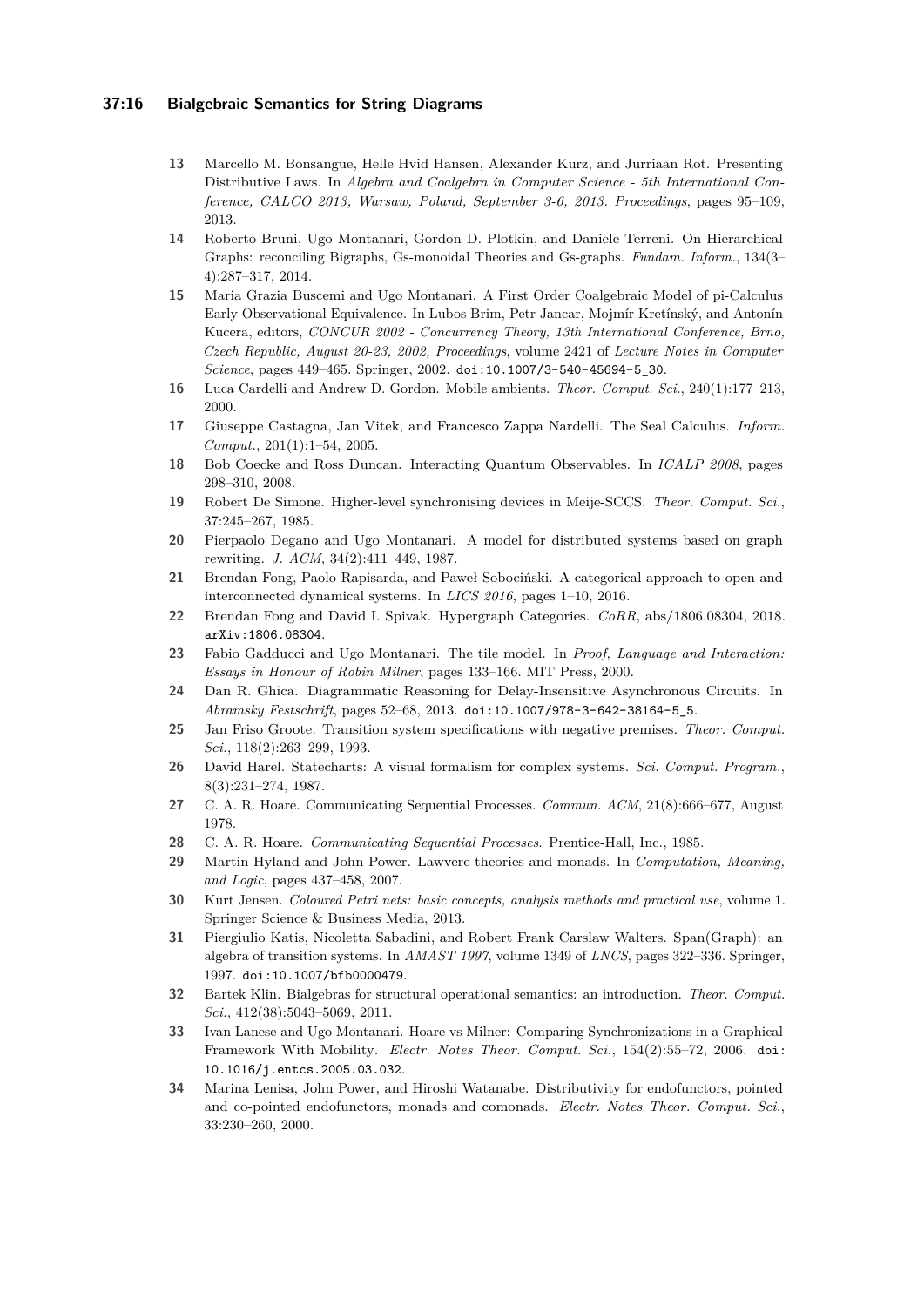13 Marcello M. Bonsangue, Helle Hvid Hansen, Alexander Kurz, and Jurriaan Rot. Presenting Distributive Laws. In *Algebra and Coalgebra in Computer Science - 5th International Conference, CALCO 2013, Warsaw, Poland, September 3-6, 2013. Proceedings*, pages 95–109, 2013.

14 Roberto Bruni, Ugo Montanari, Gordon D. Plotkin, and Daniele Terreni. On Hierarchical Graphs: reconciling Bigraphs, Gs-monoidal Theories and Gs-graphs. *Fundam. Inform.*, 134(3–4):287–317, 2014.

15 Maria Grazia Buscemi and Ugo Montanari. A First Order Coalgebraic Model of pi-Calculus Early Observational Equivalence. In Lubos Brim, Petr Jancar, Mojmír Kretínský, and Antonín Kucera, editors, *CONCUR 2002 - Concurrency Theory, 13th International Conference, Brno, Czech Republic, August 20-23, 2002, Proceedings*, volume 2421 of *Lecture Notes in Computer Science*, pages 449–465. Springer, 2002. doi:10.1007/3-540-45694-5_30.

16 Luca Cardelli and Andrew D. Gordon. Mobile ambients. *Theor. Comput. Sci.*, 240(1):177–213, 2000.

17 Giuseppe Castagna, Jan Vitek, and Francesco Zappa Nardelli. The Seal Calculus. *Inform. Comput.*, 201(1):1–54, 2005.

18 Bob Coecke and Ross Duncan. Interacting Quantum Observables. In *ICALP 2008*, pages 298–310, 2008.

19 Robert De Simone. Higher-level synchronising devices in Meije-SCCS. *Theor. Comput. Sci.*, 37:245–267, 1985.

20 Pierpaolo Degano and Ugo Montanari. A model for distributed systems based on graph rewriting. *J. ACM*, 34(2):411–449, 1987.

21 Brendan Fong, Paolo Rapisarda, and Paweł Sobociński. A categorical approach to open and interconnected dynamical systems. In *LICS 2016*, pages 1–10, 2016.

22 Brendan Fong and David I. Spivak. Hypergraph Categories. *CoRR*, abs/1806.08304, 2018. arXiv:1806.08304.

23 Fabio Gadducci and Ugo Montanari. The tile model. In *Proof, Language and Interaction: Essays in Honour of Robin Milner*, pages 133–166. MIT Press, 2000.

24 Dan R. Ghica. Diagrammatic Reasoning for Delay-Insensitive Asynchronous Circuits. In *Abramsky Festschrift*, pages 52–68, 2013. doi:10.1007/978-3-642-38164-5_5.

25 Jan Friso Groote. Transition system specifications with negative premises. *Theor. Comput. Sci.*, 118(2):263–299, 1993.

26 David Harel. Statecharts: A visual formalism for complex systems. *Sci. Comput. Program.*, 8(3):231–274, 1987.

27 C. A. R. Hoare. Communicating Sequential Processes. *Commun. ACM*, 21(8):666–677, August 1978.

28 C. A. R. Hoare. *Communicating Sequential Processes*. Prentice-Hall, Inc., 1985.

29 Martin Hyland and John Power. Lawvere theories and monads. In *Computation, Meaning, and Logic*, pages 437–458, 2007.

30 Kurt Jensen. *Coloured Petri nets: basic concepts, analysis methods and practical use*, volume 1. Springer Science & Business Media, 2013.

31 Piergiulio Katis, Nicoletta Sabadini, and Robert Frank Carslaw Walters. Span(Graph): an algebra of transition systems. In *AMAST 1997*, volume 1349 of *LNCS*, pages 322–336. Springer, 1997. doi:10.1007/bfb0000479.

32 Bartek Klin. Bialgebras for structural operational semantics: an introduction. *Theor. Comput. Sci.*, 412(38):5043–5069, 2011.

33 Ivan Lanese and Ugo Montanari. Hoare vs Milner: Comparing Synchronizations in a Graphical Framework With Mobility. *Electr. Notes Theor. Comput. Sci.*, 154(2):55–72, 2006. doi:10.1016/j.entcs.2005.03.032.

34 Marina Lenisa, John Power, and Hiroshi Watanabe. Distributivity for endofunctors, pointed and co-pointed endofunctors, monads and comonads. *Electr. Notes Theor. Comput. Sci.*, 33:230–260, 2000.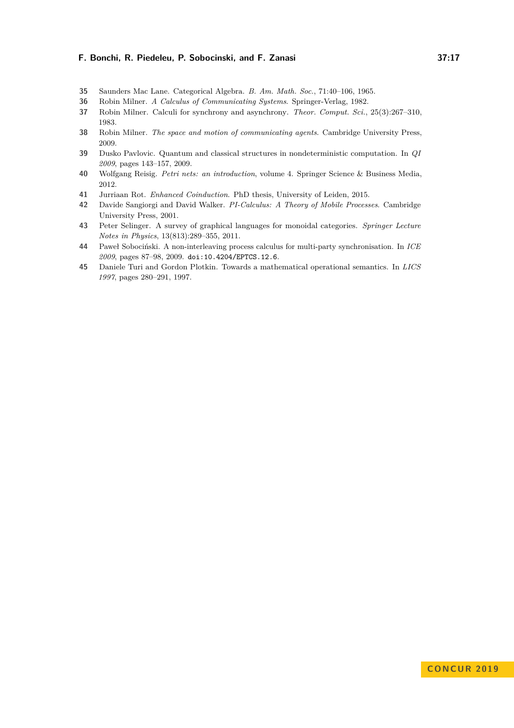35 Saunders Mac Lane. Categorical Algebra. *B. Am. Math. Soc.*, 71:40–106, 1965.

36 Robin Milner. *A Calculus of Communicating Systems*. Springer-Verlag, 1982.

37 Robin Milner. Calculi for synchrony and asynchrony. *Theor. Comput. Sci.*, 25(3):267–310, 1983.

38 Robin Milner. *The space and motion of communicating agents*. Cambridge University Press, 2009.

39 Dusko Pavlovic. Quantum and classical structures in nondeterministic computation. In *QI 2009*, pages 143–157, 2009.

40 Wolfgang Reisig. *Petri nets: an introduction*, volume 4. Springer Science & Business Media, 2012.

41 Jurriaan Rot. *Enhanced Coinduction*. PhD thesis, University of Leiden, 2015.

42 Davide Sangiorgi and David Walker. *PI-Calculus: A Theory of Mobile Processes*. Cambridge University Press, 2001.

43 Peter Selinger. A survey of graphical languages for monoidal categories. *Springer Lecture Notes in Physics*, 13(813):289–355, 2011.

44 Paweł Sobociński. A non-interleaving process calculus for multi-party synchronisation. In *ICE 2009*, pages 87–98, 2009. `doi:10.4204/EPTCS.12.6`.

45 Daniele Turi and Gordon Plotkin. Towards a mathematical operational semantics. In *LICS 1997*, pages 280–291, 1997.